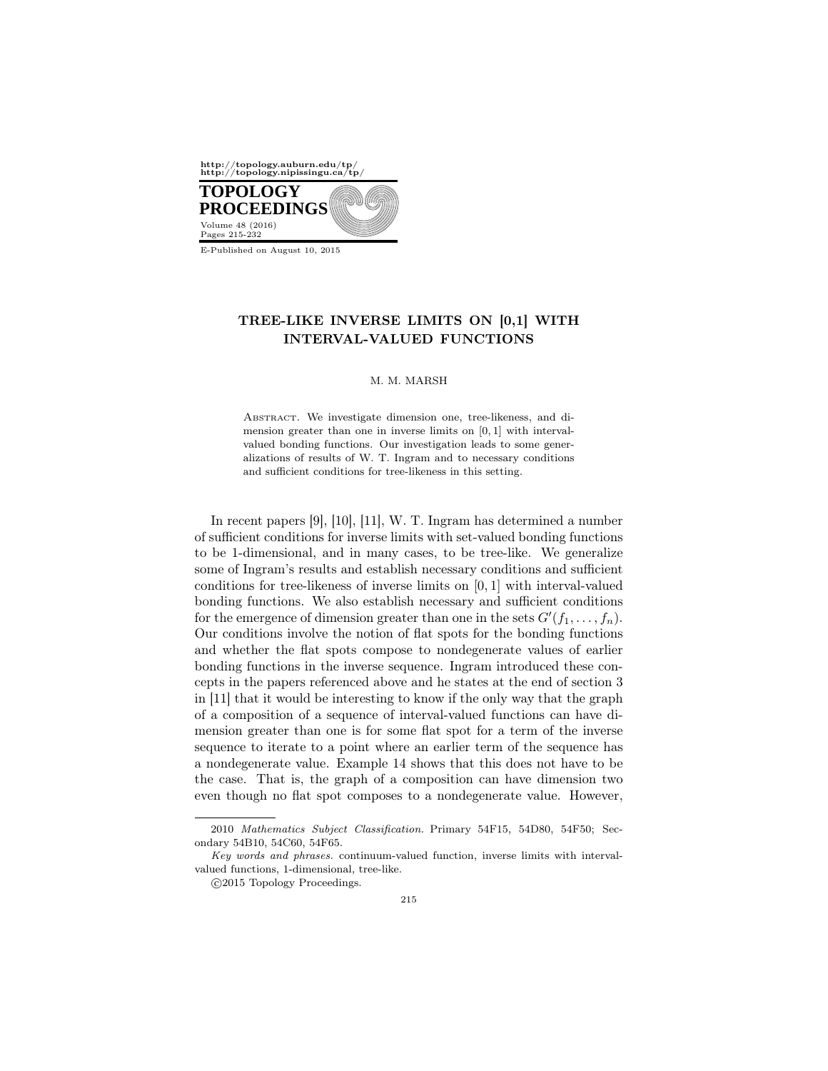# TREE-LIKE INVERSE LIMITS ON [0,1] WITH INTERVAL-VALUED FUNCTIONS

M. M. MARSH

Abstract. We investigate dimension one, tree-likeness, and dimension greater than one in inverse limits on $[0, 1]$ with interval-valued bonding functions. Our investigation leads to some generalizations of results of W. T. Ingram and to necessary conditions and sufficient conditions for tree-likeness in this setting.

In recent papers [9], [10], [11], W. T. Ingram has determined a number of sufficient conditions for inverse limits with set-valued bonding functions to be 1-dimensional, and in many cases, to be tree-like. We generalize some of Ingram's results and establish necessary conditions and sufficient conditions for tree-likeness of inverse limits on $[0, 1]$ with interval-valued bonding functions. We also establish necessary and sufficient conditions for the emergence of dimension greater than one in the sets $G'(f_1, \ldots, f_n)$. Our conditions involve the notion of flat spots for the bonding functions and whether the flat spots compose to nondegenerate values of earlier bonding functions in the inverse sequence. Ingram introduced these concepts in the papers referenced above and he states at the end of section 3 in [11] that it would be interesting to know if the only way that the graph of a composition of a sequence of interval-valued functions can have dimension greater than one is for some flat spot for a term of the inverse sequence to iterate to a point where an earlier term of the sequence has a nondegenerate value. Example 14 shows that this does not have to be the case. That is, the graph of a composition can have dimension two even though no flat spot composes to a nondegenerate value. However,

---

2010 *Mathematics Subject Classification.* Primary 54F15, 54D80, 54F50; Secondary 54B10, 54C60, 54F65.

*Key words and phrases.* continuum-valued function, inverse limits with interval-valued functions, 1-dimensional, tree-like.

©2015 Topology Proceedings.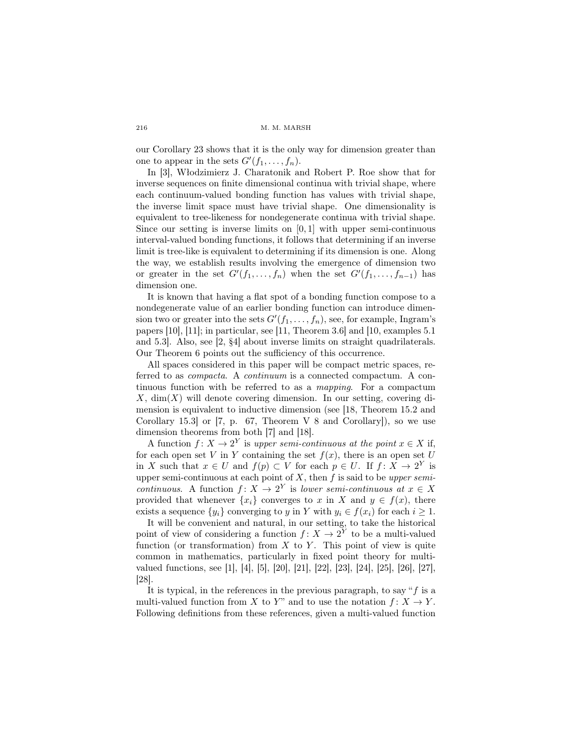our Corollary 23 shows that it is the only way for dimension greater than one to appear in the sets $G'(f_1, \ldots, f_n)$.

In [3], Włodzimierz J. Charatonik and Robert P. Roe show that for inverse sequences on finite dimensional continua with trivial shape, where each continuum-valued bonding function has values with trivial shape, the inverse limit space must have trivial shape. One dimensionality is equivalent to tree-likeness for nondegenerate continua with trivial shape. Since our setting is inverse limits on $[0, 1]$ with upper semi-continuous interval-valued bonding functions, it follows that determining if an inverse limit is tree-like is equivalent to determining if its dimension is one. Along the way, we establish results involving the emergence of dimension two or greater in the set $G'(f_1, \ldots, f_n)$ when the set $G'(f_1, \ldots, f_{n-1})$ has dimension one.

It is known that having a flat spot of a bonding function compose to a nondegenerate value of an earlier bonding function can introduce dimension two or greater into the sets $G'(f_1, \ldots, f_n)$, see, for example, Ingram's papers [10], [11]; in particular, see [11, Theorem 3.6] and [10, examples 5.1 and 5.3]. Also, see [2, §4] about inverse limits on straight quadrilaterals. Our Theorem 6 points out the sufficiency of this occurrence.

All spaces considered in this paper will be compact metric spaces, referred to as *compacta*. A *continuum* is a connected compactum. A continuous function with be referred to as a *mapping*. For a compactum $X$, $\dim(X)$ will denote covering dimension. In our setting, covering dimension is equivalent to inductive dimension (see [18, Theorem 15.2 and Corollary 15.3] or [7, p. 67, Theorem V 8 and Corollary]), so we use dimension theorems from both [7] and [18].

A function $f : X \to 2^Y$ is *upper semi-continuous at the point* $x \in X$ if, for each open set $V$ in $Y$ containing the set $f(x)$, there is an open set $U$ in $X$ such that $x \in U$ and $f(p) \subset V$ for each $p \in U$. If $f : X \to 2^Y$ is upper semi-continuous at each point of $X$, then $f$ is said to be *upper semi-continuous*. A function $f : X \to 2^Y$ is *lower semi-continuous at* $x \in X$ provided that whenever $\{x_i\}$ converges to $x$ in $X$ and $y \in f(x)$, there exists a sequence $\{y_i\}$ converging to $y$ in $Y$ with $y_i \in f(x_i)$ for each $i \geq 1$.

It will be convenient and natural, in our setting, to take the historical point of view of considering a function $f : X \to 2^Y$ to be a multi-valued function (or transformation) from $X$ to $Y$. This point of view is quite common in mathematics, particularly in fixed point theory for multi-valued functions, see [1], [4], [5], [20], [21], [22], [23], [24], [25], [26], [27], [28].

It is typical, in the references in the previous paragraph, to say "$f$ is a multi-valued function from $X$ to $Y$" and to use the notation $f : X \to Y$. Following definitions from these references, given a multi-valued function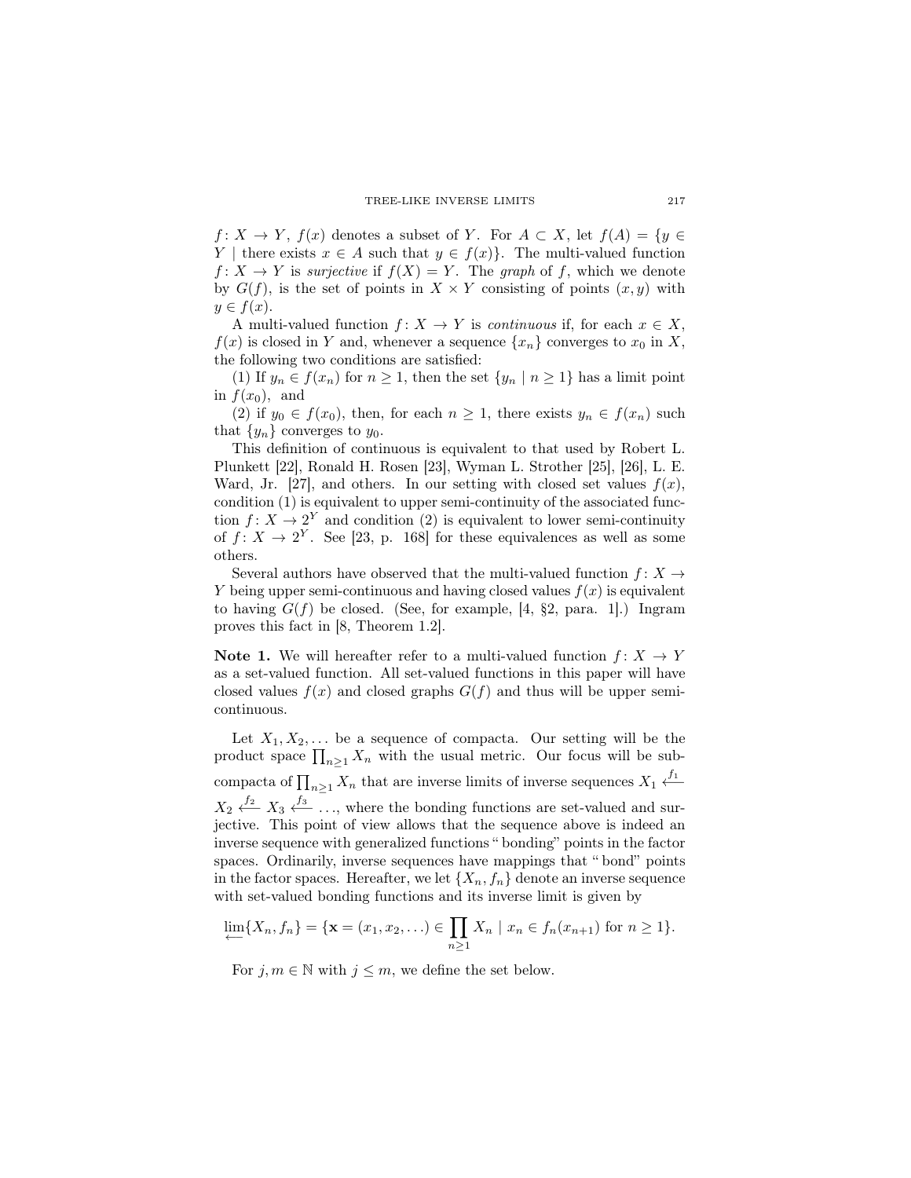$f\colon X \to Y$, $f(x)$ denotes a subset of $Y$. For $A \subset X$, let $f(A) = \{y \in Y \mid \text{there exists } x \in A \text{ such that } y \in f(x)\}$. The multi-valued function $f\colon X \to Y$ is *surjective* if $f(X) = Y$. The *graph* of $f$, which we denote by $G(f)$, is the set of points in $X \times Y$ consisting of points $(x, y)$ with $y \in f(x)$.

A multi-valued function $f\colon X \to Y$ is *continuous* if, for each $x \in X$, $f(x)$ is closed in $Y$ and, whenever a sequence $\{x_n\}$ converges to $x_0$ in $X$, the following two conditions are satisfied:

(1) If $y_n \in f(x_n)$ for $n \geq 1$, then the set $\{y_n \mid n \geq 1\}$ has a limit point in $f(x_0)$, and

(2) if $y_0 \in f(x_0)$, then, for each $n \geq 1$, there exists $y_n \in f(x_n)$ such that $\{y_n\}$ converges to $y_0$.

This definition of continuous is equivalent to that used by Robert L. Plunkett [22], Ronald H. Rosen [23], Wyman L. Strother [25], [26], L. E. Ward, Jr. [27], and others. In our setting with closed set values $f(x)$, condition (1) is equivalent to upper semi-continuity of the associated function $f\colon X \to 2^Y$ and condition (2) is equivalent to lower semi-continuity of $f\colon X \to 2^Y$. See [23, p. 168] for these equivalences as well as some others.

Several authors have observed that the multi-valued function $f\colon X \to Y$ being upper semi-continuous and having closed values $f(x)$ is equivalent to having $G(f)$ be closed. (See, for example, [4, §2, para. 1].) Ingram proves this fact in [8, Theorem 1.2].

**Note 1.** We will hereafter refer to a multi-valued function $f\colon X \to Y$ as a set-valued function. All set-valued functions in this paper will have closed values $f(x)$ and closed graphs $G(f)$ and thus will be upper semi-continuous.

Let $X_1, X_2, \ldots$ be a sequence of compacta. Our setting will be the product space $\prod_{n\geq 1} X_n$ with the usual metric. Our focus will be subcompacta of $\prod_{n\geq 1} X_n$ that are inverse limits of inverse sequences $X_1 \xleftarrow{f_1} X_2 \xleftarrow{f_2} X_3 \xleftarrow{f_3} \ldots$, where the bonding functions are set-valued and surjective. This point of view allows that the sequence above is indeed an inverse sequence with generalized functions "bonding" points in the factor spaces. Ordinarily, inverse sequences have mappings that "bond" points in the factor spaces. Hereafter, we let $\{X_n, f_n\}$ denote an inverse sequence with set-valued bonding functions and its inverse limit is given by

$$\varprojlim\{X_n, f_n\} = \{\mathbf{x} = (x_1, x_2, \ldots) \in \prod_{n\geq 1} X_n \mid x_n \in f_n(x_{n+1}) \text{ for } n \geq 1\}.$$

For $j, m \in \mathbb{N}$ with $j \leq m$, we define the set below.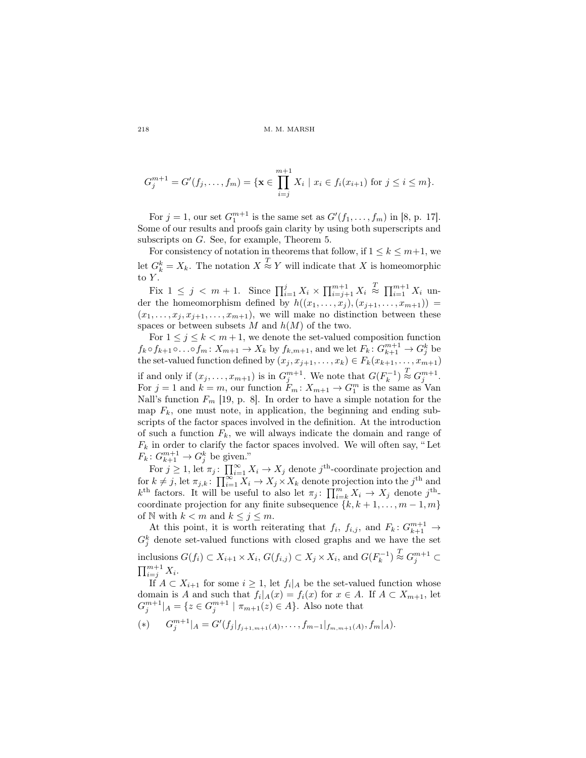$$G_j^{m+1} = G'(f_j, \ldots, f_m) = \{\mathbf{x} \in \prod_{i=j}^{m+1} X_i \mid x_i \in f_i(x_{i+1}) \text{ for } j \leq i \leq m\}.$$

For $j = 1$, our set $G_1^{m+1}$ is the same set as $G'(f_1, \ldots, f_m)$ in [8, p. 17]. Some of our results and proofs gain clarity by using both superscripts and subscripts on $G$. See, for example, Theorem 5.

For consistency of notation in theorems that follow, if $1 \leq k \leq m+1$, we let $G_k^k = X_k$. The notation $X \overset{T}{\approx} Y$ will indicate that $X$ is homeomorphic to $Y$.

Fix $1 \leq j < m+1$. Since $\prod_{i=1}^{j} X_i \times \prod_{i=j+1}^{m+1} X_i \overset{T}{\approx} \prod_{i=1}^{m+1} X_i$ under the homeomorphism defined by $h((x_1, \ldots, x_j), (x_{j+1}, \ldots, x_{m+1})) = (x_1, \ldots, x_j, x_{j+1}, \ldots, x_{m+1})$, we will make no distinction between these spaces or between subsets $M$ and $h(M)$ of the two.

For $1 \leq j \leq k < m+1$, we denote the set-valued composition function $f_k \circ f_{k+1} \circ \ldots \circ f_m \colon X_{m+1} \to X_k$ by $f_{k,m+1}$, and we let $F_k \colon G_{k+1}^{m+1} \to G_j^k$ be the set-valued function defined by $(x_j, x_{j+1}, \ldots, x_k) \in F_k(x_{k+1}, \ldots, x_{m+1})$ if and only if $(x_j, \ldots, x_{m+1})$ is in $G_j^{m+1}$. We note that $G(F_k^{-1}) \overset{T}{\approx} G_j^{m+1}$. For $j = 1$ and $k = m$, our function $F_m \colon X_{m+1} \to G_1^m$ is the same as Van Nall's function $F_m$ [19, p. 8]. In order to have a simple notation for the map $F_k$, one must note, in application, the beginning and ending subscripts of the factor spaces involved in the definition. At the introduction of such a function $F_k$, we will always indicate the domain and range of $F_k$ in order to clarify the factor spaces involved. We will often say, "Let $F_k \colon G_{k+1}^{m+1} \to G_j^k$ be given."

For $j \geq 1$, let $\pi_j \colon \prod_{i=1}^{\infty} X_i \to X_j$ denote $j^{\text{th}}$-coordinate projection and for $k \neq j$, let $\pi_{j,k} \colon \prod_{i=1}^{\infty} X_i \to X_j \times X_k$ denote projection into the $j^{\text{th}}$ and $k^{\text{th}}$ factors. It will be useful to also let $\pi_j \colon \prod_{i=k}^{m} X_i \to X_j$ denote $j^{\text{th}}$-coordinate projection for any finite subsequence $\{k, k+1, \ldots, m-1, m\}$ of $\mathbb{N}$ with $k < m$ and $k \leq j \leq m$.

At this point, it is worth reiterating that $f_i$, $f_{i,j}$, and $F_k \colon G_{k+1}^{m+1} \to G_j^k$ denote set-valued functions with closed graphs and we have the set inclusions $G(f_i) \subset X_{i+1} \times X_i$, $G(f_{i,j}) \subset X_j \times X_i$, and $G(F_k^{-1}) \overset{T}{\approx} G_j^{m+1} \subset \prod_{i=j}^{m+1} X_i$.

If $A \subset X_{i+1}$ for some $i \geq 1$, let $f_i|_A$ be the set-valued function whose domain is $A$ and such that $f_i|_A(x) = f_i(x)$ for $x \in A$. If $A \subset X_{m+1}$, let $G_j^{m+1}|_A = \{z \in G_j^{m+1} \mid \pi_{m+1}(z) \in A\}$. Also note that

$$(*) \qquad G_j^{m+1}|_A = G'(f_j|_{f_{j+1,m+1}(A)}, \ldots, f_{m-1}|_{f_{m,m+1}(A)}, f_m|_A).$$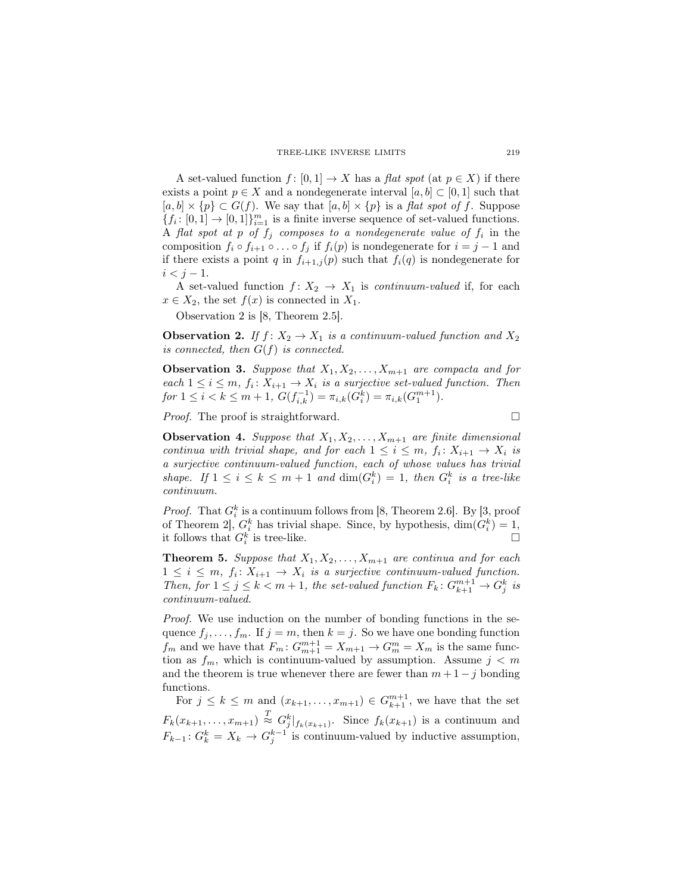A set-valued function $f\colon [0,1] \to X$ has a *flat spot* (at $p \in X$) if there exists a point $p \in X$ and a nondegenerate interval $[a,b] \subset [0,1]$ such that $[a,b] \times \{p\} \subset G(f)$. We say that $[a,b] \times \{p\}$ is a *flat spot of* $f$. Suppose $\{f_i\colon [0,1] \to [0,1]\}_{i=1}^m$ is a finite inverse sequence of set-valued functions. A *flat spot at* $p$ *of* $f_j$ *composes to a nondegenerate value of* $f_i$ in the composition $f_i \circ f_{i+1} \circ \ldots \circ f_j$ if $f_i(p)$ is nondegenerate for $i = j-1$ and if there exists a point $q$ in $f_{i+1,j}(p)$ such that $f_i(q)$ is nondegenerate for $i < j-1$.

A set-valued function $f\colon X_2 \to X_1$ is *continuum-valued* if, for each $x \in X_2$, the set $f(x)$ is connected in $X_1$.

Observation 2 is [8, Theorem 2.5].

**Observation 2.** *If $f\colon X_2 \to X_1$ is a continuum-valued function and $X_2$ is connected, then $G(f)$ is connected.*

**Observation 3.** *Suppose that $X_1, X_2, \ldots, X_{m+1}$ are compacta and for each $1 \le i \le m$, $f_i\colon X_{i+1} \to X_i$ is a surjective set-valued function. Then for $1 \le i < k \le m+1$, $G(f_{i,k}^{-1}) = \pi_{i,k}(G_i^k) = \pi_{i,k}(G_1^{m+1})$.*

*Proof.* The proof is straightforward. □

**Observation 4.** *Suppose that $X_1, X_2, \ldots, X_{m+1}$ are finite dimensional continua with trivial shape, and for each $1 \le i \le m$, $f_i\colon X_{i+1} \to X_i$ is a surjective continuum-valued function, each of whose values has trivial shape. If $1 \le i \le k \le m+1$ and $\dim(G_i^k) = 1$, then $G_i^k$ is a tree-like continuum.*

*Proof.* That $G_i^k$ is a continuum follows from [8, Theorem 2.6]. By [3, proof of Theorem 2], $G_i^k$ has trivial shape. Since, by hypothesis, $\dim(G_i^k) = 1$, it follows that $G_i^k$ is tree-like. □

**Theorem 5.** *Suppose that $X_1, X_2, \ldots, X_{m+1}$ are continua and for each $1 \le i \le m$, $f_i\colon X_{i+1} \to X_i$ is a surjective continuum-valued function. Then, for $1 \le j \le k < m+1$, the set-valued function $F_k\colon G_{k+1}^{m+1} \to G_j^k$ is continuum-valued.*

*Proof.* We use induction on the number of bonding functions in the sequence $f_j, \ldots, f_m$. If $j = m$, then $k = j$. So we have one bonding function $f_m$ and we have that $F_m\colon G_{m+1}^{m+1} = X_{m+1} \to G_m^m = X_m$ is the same function as $f_m$, which is continuum-valued by assumption. Assume $j < m$ and the theorem is true whenever there are fewer than $m+1-j$ bonding functions.

For $j \le k \le m$ and $(x_{k+1}, \ldots, x_{m+1}) \in G_{k+1}^{m+1}$, we have that the set $F_k(x_{k+1}, \ldots, x_{m+1}) \overset{T}{\approx} G_j^k|_{f_k(x_{k+1})}$. Since $f_k(x_{k+1})$ is a continuum and $F_{k-1}\colon G_k^k = X_k \to G_j^{k-1}$ is continuum-valued by inductive assumption,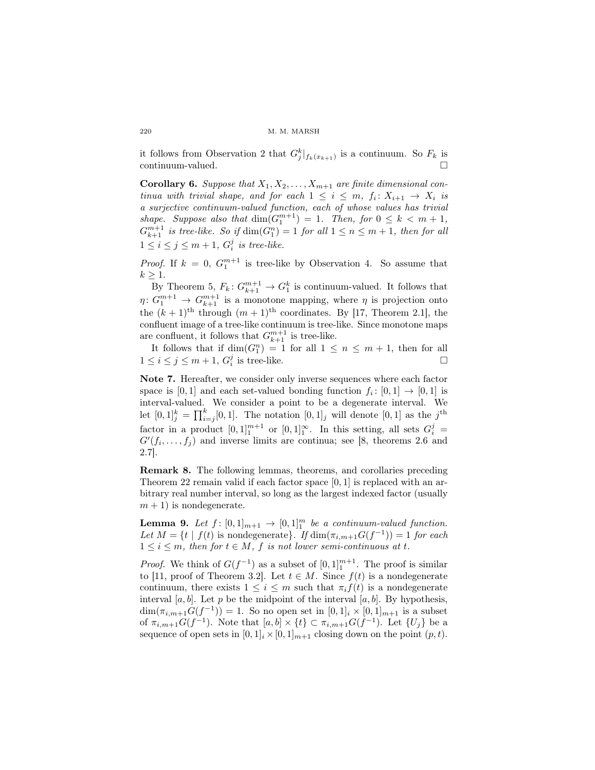it follows from Observation 2 that $G_j^k|_{f_k(x_{k+1})}$ is a continuum. So $F_k$ is continuum-valued. □

**Corollary 6.** *Suppose that $X_1, X_2, \ldots, X_{m+1}$ are finite dimensional continua with trivial shape, and for each $1 \leq i \leq m$, $f_i \colon X_{i+1} \to X_i$ is a surjective continuum-valued function, each of whose values has trivial shape. Suppose also that $\dim(G_1^{m+1}) = 1$. Then, for $0 \leq k < m+1$, $G_{k+1}^{m+1}$ is tree-like. So if $\dim(G_1^n) = 1$ for all $1 \leq n \leq m+1$, then for all $1 \leq i \leq j \leq m+1$, $G_i^j$ is tree-like.*

*Proof.* If $k = 0$, $G_1^{m+1}$ is tree-like by Observation 4. So assume that $k \geq 1$.

By Theorem 5, $F_k \colon G_{k+1}^{m+1} \to G_1^k$ is continuum-valued. It follows that $\eta \colon G_1^{m+1} \to G_{k+1}^{m+1}$ is a monotone mapping, where $\eta$ is projection onto the $(k+1)^{\text{th}}$ through $(m+1)^{\text{th}}$ coordinates. By [17, Theorem 2.1], the confluent image of a tree-like continuum is tree-like. Since monotone maps are confluent, it follows that $G_{k+1}^{m+1}$ is tree-like.

It follows that if $\dim(G_1^n) = 1$ for all $1 \leq n \leq m+1$, then for all $1 \leq i \leq j \leq m+1$, $G_i^j$ is tree-like. □

**Note 7.** Hereafter, we consider only inverse sequences where each factor space is $[0,1]$ and each set-valued bonding function $f_i \colon [0,1] \to [0,1]$ is interval-valued. We consider a point to be a degenerate interval. We let $[0,1]_j^k = \prod_{i=j}^k [0,1]$. The notation $[0,1]_j$ will denote $[0,1]$ as the $j^{\text{th}}$ factor in a product $[0,1]_1^{m+1}$ or $[0,1]_1^\infty$. In this setting, all sets $G_i^j = G'(f_i, \ldots, f_j)$ and inverse limits are continua; see [8, theorems 2.6 and 2.7].

**Remark 8.** The following lemmas, theorems, and corollaries preceding Theorem 22 remain valid if each factor space $[0,1]$ is replaced with an arbitrary real number interval, so long as the largest indexed factor (usually $m+1$) is nondegenerate.

**Lemma 9.** *Let $f \colon [0,1]_{m+1} \to [0,1]_1^m$ be a continuum-valued function. Let $M = \{t \mid f(t) \text{ is nondegenerate}\}$. If $\dim(\pi_{i,m+1}G(f^{-1})) = 1$ for each $1 \leq i \leq m$, then for $t \in M$, $f$ is not lower semi-continuous at $t$.*

*Proof.* We think of $G(f^{-1})$ as a subset of $[0,1]_1^{m+1}$. The proof is similar to [11, proof of Theorem 3.2]. Let $t \in M$. Since $f(t)$ is a nondegenerate continuum, there exists $1 \leq i \leq m$ such that $\pi_i f(t)$ is a nondegenerate interval $[a,b]$. Let $p$ be the midpoint of the interval $[a,b]$. By hypothesis, $\dim(\pi_{i,m+1}G(f^{-1})) = 1$. So no open set in $[0,1]_i \times [0,1]_{m+1}$ is a subset of $\pi_{i,m+1}G(f^{-1})$. Note that $[a,b] \times \{t\} \subset \pi_{i,m+1}G(f^{-1})$. Let $\{U_j\}$ be a sequence of open sets in $[0,1]_i \times [0,1]_{m+1}$ closing down on the point $(p,t)$.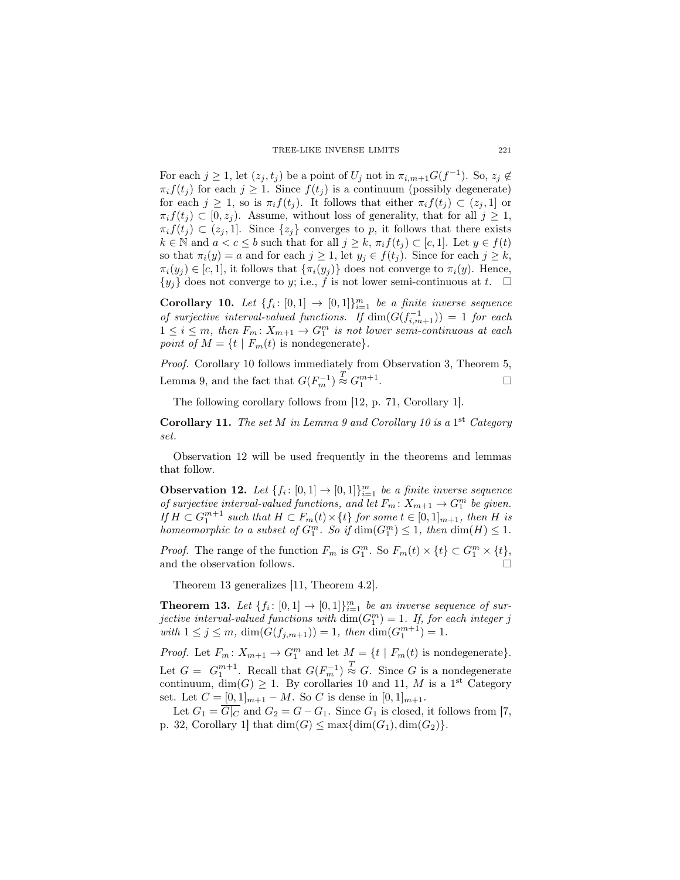For each $j \geq 1$, let $(z_j, t_j)$ be a point of $U_j$ not in $\pi_{i,m+1}G(f^{-1})$. So, $z_j \notin \pi_i f(t_j)$ for each $j \geq 1$. Since $f(t_j)$ is a continuum (possibly degenerate) for each $j \geq 1$, so is $\pi_i f(t_j)$. It follows that either $\pi_i f(t_j) \subset (z_j, 1]$ or $\pi_i f(t_j) \subset [0, z_j)$. Assume, without loss of generality, that for all $j \geq 1$, $\pi_i f(t_j) \subset (z_j, 1]$. Since $\{z_j\}$ converges to $p$, it follows that there exists $k \in \mathbb{N}$ and $a < c \leq b$ such that for all $j \geq k$, $\pi_i f(t_j) \subset [c, 1]$. Let $y \in f(t)$ so that $\pi_i(y) = a$ and for each $j \geq 1$, let $y_j \in f(t_j)$. Since for each $j \geq k$, $\pi_i(y_j) \in [c, 1]$, it follows that $\{\pi_i(y_j)\}$ does not converge to $\pi_i(y)$. Hence, $\{y_j\}$ does not converge to $y$; i.e., $f$ is not lower semi-continuous at $t$. $\square$

**Corollary 10.** *Let $\{f_i \colon [0,1] \to [0,1]\}_{i=1}^m$ be a finite inverse sequence of surjective interval-valued functions. If $\dim(G(f_{i,m+1}^{-1})) = 1$ for each $1 \leq i \leq m$, then $F_m \colon X_{m+1} \to G_1^m$ is not lower semi-continuous at each point of $M = \{t \mid F_m(t)$ is nondegenerate$\}$.*

*Proof.* Corollary 10 follows immediately from Observation 3, Theorem 5, Lemma 9, and the fact that $G(F_m^{-1}) \overset{T}{\approx} G_1^{m+1}$. $\square$

The following corollary follows from [12, p. 71, Corollary 1].

**Corollary 11.** *The set $M$ in Lemma 9 and Corollary 10 is a $1^{\text{st}}$ Category set.*

Observation 12 will be used frequently in the theorems and lemmas that follow.

**Observation 12.** *Let $\{f_i \colon [0,1] \to [0,1]\}_{i=1}^m$ be a finite inverse sequence of surjective interval-valued functions, and let $F_m \colon X_{m+1} \to G_1^m$ be given. If $H \subset G_1^{m+1}$ such that $H \subset F_m(t) \times \{t\}$ for some $t \in [0,1]_{m+1}$, then $H$ is homeomorphic to a subset of $G_1^m$. So if $\dim(G_1^m) \leq 1$, then $\dim(H) \leq 1$.*

*Proof.* The range of the function $F_m$ is $G_1^m$. So $F_m(t) \times \{t\} \subset G_1^m \times \{t\}$, and the observation follows. $\square$

Theorem 13 generalizes [11, Theorem 4.2].

**Theorem 13.** *Let $\{f_i \colon [0,1] \to [0,1]\}_{i=1}^m$ be an inverse sequence of surjective interval-valued functions with $\dim(G_1^m) = 1$. If, for each integer $j$ with $1 \leq j \leq m$, $\dim(G(f_{j,m+1})) = 1$, then $\dim(G_1^{m+1}) = 1$.*

*Proof.* Let $F_m \colon X_{m+1} \to G_1^m$ and let $M = \{t \mid F_m(t)$ is nondegenerate$\}$. Let $G = G_1^{m+1}$. Recall that $G(F_m^{-1}) \overset{T}{\approx} G$. Since $G$ is a nondegenerate continuum, $\dim(G) \geq 1$. By corollaries 10 and 11, $M$ is a $1^{\text{st}}$ Category set. Let $C = [0,1]_{m+1} - M$. So $C$ is dense in $[0,1]_{m+1}$.

Let $G_1 = \overline{G|_C}$ and $G_2 = G - G_1$. Since $G_1$ is closed, it follows from [7, p. 32, Corollary 1] that $\dim(G) \leq \max\{\dim(G_1), \dim(G_2)\}$.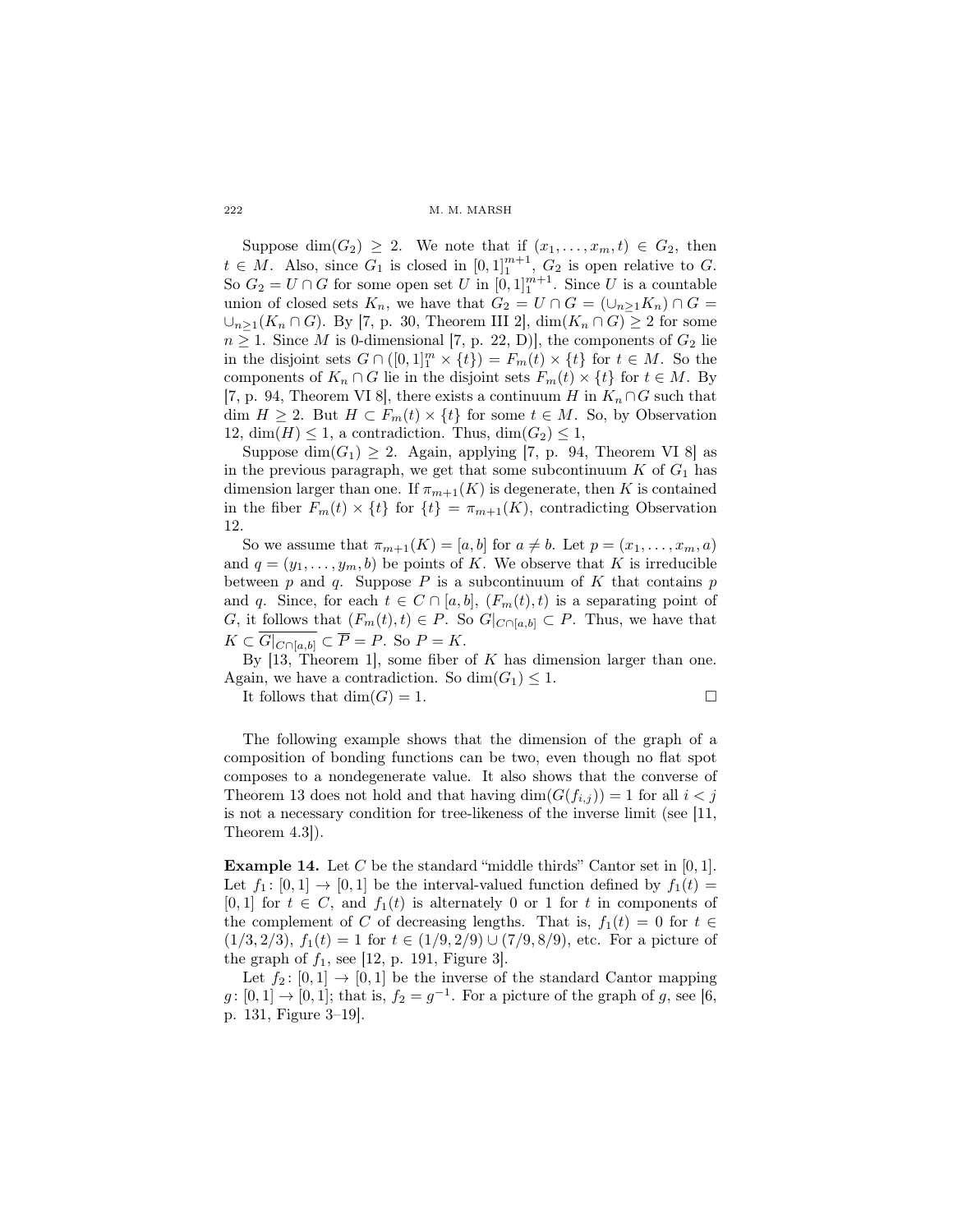Suppose $\dim(G_2) \geq 2$. We note that if $(x_1, \ldots, x_m, t) \in G_2$, then $t \in M$. Also, since $G_1$ is closed in $[0,1]_1^{m+1}$, $G_2$ is open relative to $G$. So $G_2 = U \cap G$ for some open set $U$ in $[0,1]_1^{m+1}$. Since $U$ is a countable union of closed sets $K_n$, we have that $G_2 = U \cap G = (\cup_{n\geq 1} K_n) \cap G = \cup_{n\geq 1}(K_n \cap G)$. By [7, p. 30, Theorem III 2], $\dim(K_n \cap G) \geq 2$ for some $n \geq 1$. Since $M$ is 0-dimensional [7, p. 22, D)], the components of $G_2$ lie in the disjoint sets $G \cap ([0,1]_1^m \times \{t\}) = F_m(t) \times \{t\}$ for $t \in M$. So the components of $K_n \cap G$ lie in the disjoint sets $F_m(t) \times \{t\}$ for $t \in M$. By [7, p. 94, Theorem VI 8], there exists a continuum $H$ in $K_n \cap G$ such that $\dim H \geq 2$. But $H \subset F_m(t) \times \{t\}$ for some $t \in M$. So, by Observation 12, $\dim(H) \leq 1$, a contradiction. Thus, $\dim(G_2) \leq 1$,

Suppose $\dim(G_1) \geq 2$. Again, applying [7, p. 94, Theorem VI 8] as in the previous paragraph, we get that some subcontinuum $K$ of $G_1$ has dimension larger than one. If $\pi_{m+1}(K)$ is degenerate, then $K$ is contained in the fiber $F_m(t) \times \{t\}$ for $\{t\} = \pi_{m+1}(K)$, contradicting Observation 12.

So we assume that $\pi_{m+1}(K) = [a,b]$ for $a \neq b$. Let $p = (x_1, \ldots, x_m, a)$ and $q = (y_1, \ldots, y_m, b)$ be points of $K$. We observe that $K$ is irreducible between $p$ and $q$. Suppose $P$ is a subcontinuum of $K$ that contains $p$ and $q$. Since, for each $t \in C \cap [a,b]$, $(F_m(t), t)$ is a separating point of $G$, it follows that $(F_m(t), t) \in P$. So $G|_{C\cap[a,b]} \subset P$. Thus, we have that $K \subset \overline{G|_{C\cap[a,b]}} \subset \overline{P} = P$. So $P = K$.

By [13, Theorem 1], some fiber of $K$ has dimension larger than one. Again, we have a contradiction. So $\dim(G_1) \leq 1$.

It follows that $\dim(G) = 1$. $\square$

The following example shows that the dimension of the graph of a composition of bonding functions can be two, even though no flat spot composes to a nondegenerate value. It also shows that the converse of Theorem 13 does not hold and that having $\dim(G(f_{i,j})) = 1$ for all $i < j$ is not a necessary condition for tree-likeness of the inverse limit (see [11, Theorem 4.3]).

**Example 14.** Let $C$ be the standard "middle thirds" Cantor set in $[0,1]$. Let $f_1\colon [0,1] \to [0,1]$ be the interval-valued function defined by $f_1(t) = [0,1]$ for $t \in C$, and $f_1(t)$ is alternately 0 or 1 for $t$ in components of the complement of $C$ of decreasing lengths. That is, $f_1(t) = 0$ for $t \in (1/3, 2/3)$, $f_1(t) = 1$ for $t \in (1/9, 2/9) \cup (7/9, 8/9)$, etc. For a picture of the graph of $f_1$, see [12, p. 191, Figure 3].

Let $f_2\colon [0,1] \to [0,1]$ be the inverse of the standard Cantor mapping $g\colon [0,1] \to [0,1]$; that is, $f_2 = g^{-1}$. For a picture of the graph of $g$, see [6, p. 131, Figure 3–19].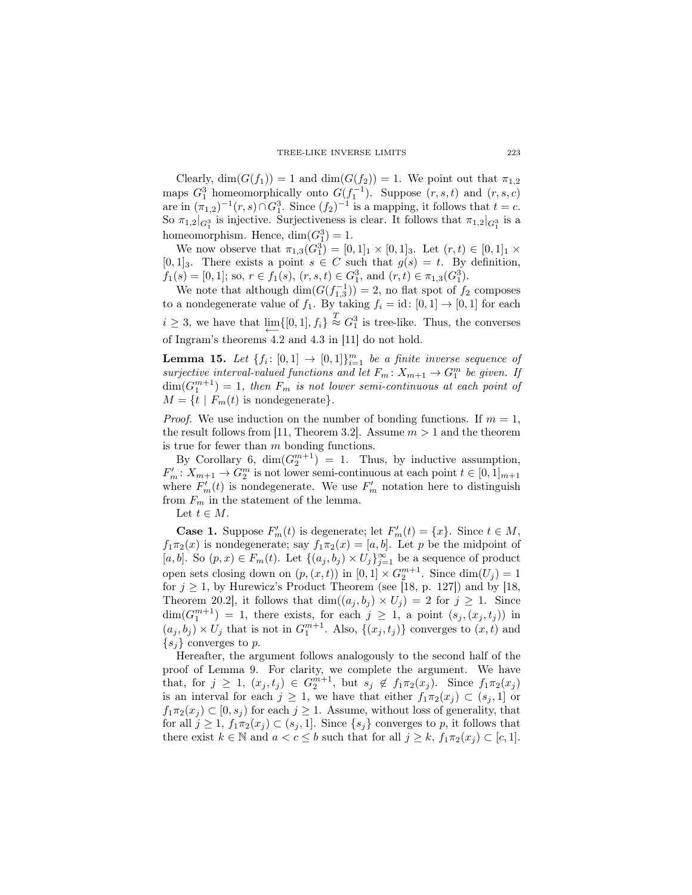Clearly, $\dim(G(f_1)) = 1$ and $\dim(G(f_2)) = 1$. We point out that $\pi_{1,2}$ maps $G_1^3$ homeomorphically onto $G(f_1^{-1})$. Suppose $(r, s, t)$ and $(r, s, c)$ are in $(\pi_{1,2})^{-1}(r, s) \cap G_1^3$. Since $(f_2)^{-1}$ is a mapping, it follows that $t = c$. So $\pi_{1,2}|_{G_1^3}$ is injective. Surjectiveness is clear. It follows that $\pi_{1,2}|_{G_1^3}$ is a homeomorphism. Hence, $\dim(G_1^3) = 1$.

We now observe that $\pi_{1,3}(G_1^3) = [0, 1]_1 \times [0, 1]_3$. Let $(r, t) \in [0, 1]_1 \times [0, 1]_3$. There exists a point $s \in C$ such that $g(s) = t$. By definition, $f_1(s) = [0, 1]$; so, $r \in f_1(s)$, $(r, s, t) \in G_1^3$, and $(r, t) \in \pi_{1,3}(G_1^3)$.

We note that although $\dim(G(f_{1,3}^{-1})) = 2$, no flat spot of $f_2$ composes to a nondegenerate value of $f_1$. By taking $f_i = \mathrm{id}\colon [0, 1] \to [0, 1]$ for each $i \geq 3$, we have that $\varprojlim\{[0, 1], f_i\} \overset{T}{\approx} G_1^3$ is tree-like. Thus, the converses of Ingram's theorems 4.2 and 4.3 in [11] do not hold.

**Lemma 15.** *Let $\{f_i\colon [0, 1] \to [0, 1]\}_{i=1}^m$ be a finite inverse sequence of surjective interval-valued functions and let $F_m\colon X_{m+1} \to G_1^m$ be given. If $\dim(G_1^{m+1}) = 1$, then $F_m$ is not lower semi-continuous at each point of $M = \{t \mid F_m(t)$ is nondegenerate$\}$.*

*Proof.* We use induction on the number of bonding functions. If $m = 1$, the result follows from [11, Theorem 3.2]. Assume $m > 1$ and the theorem is true for fewer than $m$ bonding functions.

By Corollary 6, $\dim(G_2^{m+1}) = 1$. Thus, by inductive assumption, $F_m'\colon X_{m+1} \to G_2^m$ is not lower semi-continuous at each point $t \in [0, 1]_{m+1}$ where $F_m'(t)$ is nondegenerate. We use $F_m'$ notation here to distinguish from $F_m$ in the statement of the lemma.

Let $t \in M$.

**Case 1.** Suppose $F_m'(t)$ is degenerate; let $F_m'(t) = \{x\}$. Since $t \in M$, $f_1\pi_2(x)$ is nondegenerate; say $f_1\pi_2(x) = [a, b]$. Let $p$ be the midpoint of $[a, b]$. So $(p, x) \in F_m(t)$. Let $\{(a_j, b_j) \times U_j\}_{j=1}^\infty$ be a sequence of product open sets closing down on $(p, (x, t))$ in $[0, 1] \times G_2^{m+1}$. Since $\dim(U_j) = 1$ for $j \geq 1$, by Hurewicz's Product Theorem (see [18, p. 127]) and by [18, Theorem 20.2], it follows that $\dim((a_j, b_j) \times U_j) = 2$ for $j \geq 1$. Since $\dim(G_1^{m+1}) = 1$, there exists, for each $j \geq 1$, a point $(s_j, (x_j, t_j))$ in $(a_j, b_j) \times U_j$ that is not in $G_1^{m+1}$. Also, $\{(x_j, t_j)\}$ converges to $(x, t)$ and $\{s_j\}$ converges to $p$.

Hereafter, the argument follows analogously to the second half of the proof of Lemma 9. For clarity, we complete the argument. We have that, for $j \geq 1$, $(x_j, t_j) \in G_2^{m+1}$, but $s_j \notin f_1\pi_2(x_j)$. Since $f_1\pi_2(x_j)$ is an interval for each $j \geq 1$, we have that either $f_1\pi_2(x_j) \subset (s_j, 1]$ or $f_1\pi_2(x_j) \subset [0, s_j)$ for each $j \geq 1$. Assume, without loss of generality, that for all $j \geq 1$, $f_1\pi_2(x_j) \subset (s_j, 1]$. Since $\{s_j\}$ converges to $p$, it follows that there exist $k \in \mathbb{N}$ and $a < c \leq b$ such that for all $j \geq k$, $f_1\pi_2(x_j) \subset [c, 1]$.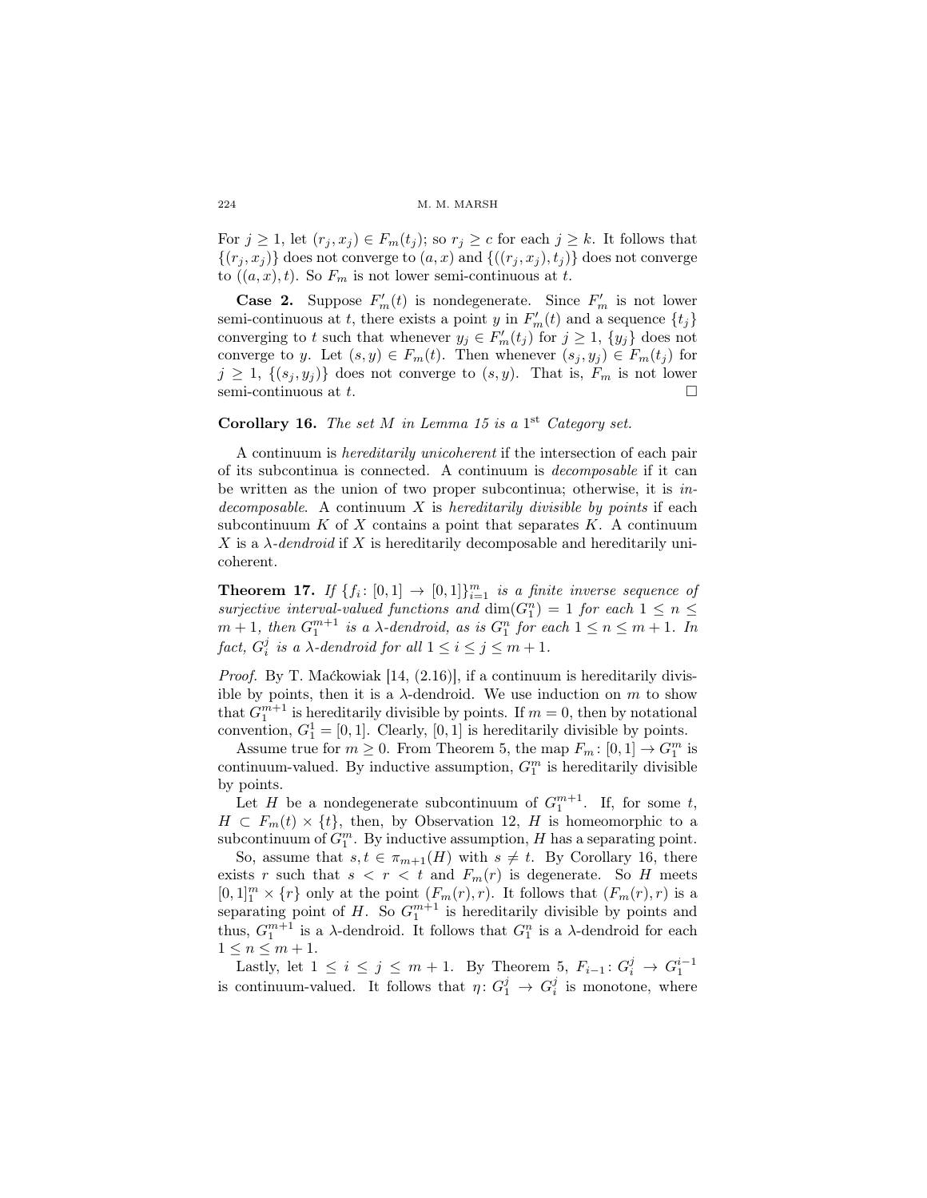For $j \geq 1$, let $(r_j, x_j) \in F_m(t_j)$; so $r_j \geq c$ for each $j \geq k$. It follows that $\{(r_j, x_j)\}$ does not converge to $(a, x)$ and $\{((r_j, x_j), t_j)\}$ does not converge to $((a, x), t)$. So $F_m$ is not lower semi-continuous at $t$.

**Case 2.** Suppose $F'_m(t)$ is nondegenerate. Since $F'_m$ is not lower semi-continuous at $t$, there exists a point $y$ in $F'_m(t)$ and a sequence $\{t_j\}$ converging to $t$ such that whenever $y_j \in F'_m(t_j)$ for $j \geq 1$, $\{y_j\}$ does not converge to $y$. Let $(s, y) \in F_m(t)$. Then whenever $(s_j, y_j) \in F_m(t_j)$ for $j \geq 1$, $\{(s_j, y_j)\}$ does not converge to $(s, y)$. That is, $F_m$ is not lower semi-continuous at $t$. $\square$

**Corollary 16.** *The set $M$ in Lemma 15 is a $1^{\text{st}}$ Category set.*

A continuum is *hereditarily unicoherent* if the intersection of each pair of its subcontinua is connected. A continuum is *decomposable* if it can be written as the union of two proper subcontinua; otherwise, it is *indecomposable*. A continuum $X$ is *hereditarily divisible by points* if each subcontinuum $K$ of $X$ contains a point that separates $K$. A continuum $X$ is a *$\lambda$-dendroid* if $X$ is hereditarily decomposable and hereditarily unicoherent.

**Theorem 17.** *If $\{f_i \colon [0,1] \to [0,1]\}_{i=1}^m$ is a finite inverse sequence of surjective interval-valued functions and $\dim(G_1^n) = 1$ for each $1 \leq n \leq m+1$, then $G_1^{m+1}$ is a $\lambda$-dendroid, as is $G_1^n$ for each $1 \leq n \leq m+1$. In fact, $G_i^j$ is a $\lambda$-dendroid for all $1 \leq i \leq j \leq m+1$.*

*Proof.* By T. Maćkowiak [14, (2.16)], if a continuum is hereditarily divisible by points, then it is a $\lambda$-dendroid. We use induction on $m$ to show that $G_1^{m+1}$ is hereditarily divisible by points. If $m = 0$, then by notational convention, $G_1^1 = [0,1]$. Clearly, $[0,1]$ is hereditarily divisible by points.

Assume true for $m \geq 0$. From Theorem 5, the map $F_m \colon [0,1] \to G_1^m$ is continuum-valued. By inductive assumption, $G_1^m$ is hereditarily divisible by points.

Let $H$ be a nondegenerate subcontinuum of $G_1^{m+1}$. If, for some $t$, $H \subset F_m(t) \times \{t\}$, then, by Observation 12, $H$ is homeomorphic to a subcontinuum of $G_1^m$. By inductive assumption, $H$ has a separating point.

So, assume that $s, t \in \pi_{m+1}(H)$ with $s \neq t$. By Corollary 16, there exists $r$ such that $s < r < t$ and $F_m(r)$ is degenerate. So $H$ meets $[0,1]_1^m \times \{r\}$ only at the point $(F_m(r), r)$. It follows that $(F_m(r), r)$ is a separating point of $H$. So $G_1^{m+1}$ is hereditarily divisible by points and thus, $G_1^{m+1}$ is a $\lambda$-dendroid. It follows that $G_1^n$ is a $\lambda$-dendroid for each $1 \leq n \leq m+1$.

Lastly, let $1 \leq i \leq j \leq m+1$. By Theorem 5, $F_{i-1} \colon G_i^j \to G_1^{i-1}$ is continuum-valued. It follows that $\eta \colon G_1^j \to G_i^j$ is monotone, where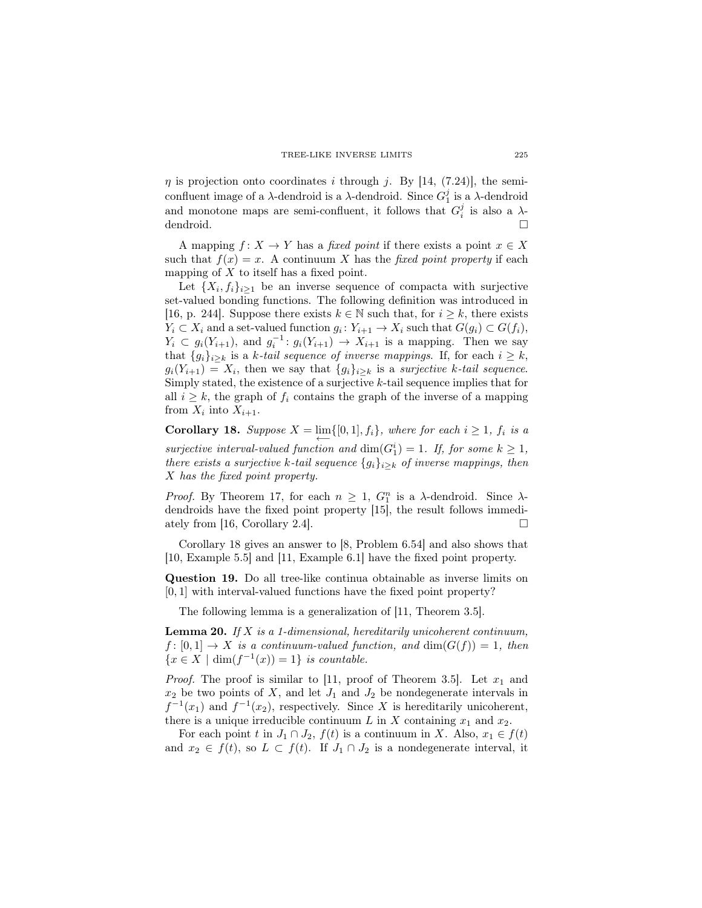$\eta$ is projection onto coordinates $i$ through $j$. By [14, (7.24)], the semi-confluent image of a $\lambda$-dendroid is a $\lambda$-dendroid. Since $G_1^j$ is a $\lambda$-dendroid and monotone maps are semi-confluent, it follows that $G_i^j$ is also a $\lambda$-dendroid. $\square$

A mapping $f\colon X \to Y$ has a *fixed point* if there exists a point $x \in X$ such that $f(x) = x$. A continuum $X$ has the *fixed point property* if each mapping of $X$ to itself has a fixed point.

Let $\{X_i, f_i\}_{i\geq 1}$ be an inverse sequence of compacta with surjective set-valued bonding functions. The following definition was introduced in [16, p. 244]. Suppose there exists $k \in \mathbb{N}$ such that, for $i \geq k$, there exists $Y_i \subset X_i$ and a set-valued function $g_i\colon Y_{i+1} \to X_i$ such that $G(g_i) \subset G(f_i)$, $Y_i \subset g_i(Y_{i+1})$, and $g_i^{-1}\colon g_i(Y_{i+1}) \to X_{i+1}$ is a mapping. Then we say that $\{g_i\}_{i\geq k}$ is a *k-tail sequence of inverse mappings.* If, for each $i \geq k$, $g_i(Y_{i+1}) = X_i$, then we say that $\{g_i\}_{i\geq k}$ is a *surjective k-tail sequence.* Simply stated, the existence of a surjective $k$-tail sequence implies that for all $i \geq k$, the graph of $f_i$ contains the graph of the inverse of a mapping from $X_i$ into $X_{i+1}$.

**Corollary 18.** *Suppose $X = \varprojlim\{[0,1], f_i\}$, where for each $i \geq 1$, $f_i$ is a surjective interval-valued function and $\dim(G_1^i) = 1$. If, for some $k \geq 1$, there exists a surjective $k$-tail sequence $\{g_i\}_{i\geq k}$ of inverse mappings, then $X$ has the fixed point property.*

*Proof.* By Theorem 17, for each $n \geq 1$, $G_1^n$ is a $\lambda$-dendroid. Since $\lambda$-dendroids have the fixed point property [15], the result follows immediately from [16, Corollary 2.4]. $\square$

Corollary 18 gives an answer to [8, Problem 6.54] and also shows that [10, Example 5.5] and [11, Example 6.1] have the fixed point property.

**Question 19.** Do all tree-like continua obtainable as inverse limits on $[0,1]$ with interval-valued functions have the fixed point property?

The following lemma is a generalization of [11, Theorem 3.5].

**Lemma 20.** *If $X$ is a 1-dimensional, hereditarily unicoherent continuum, $f\colon [0,1] \to X$ is a continuum-valued function, and $\dim(G(f)) = 1$, then $\{x \in X \mid \dim(f^{-1}(x)) = 1\}$ is countable.*

*Proof.* The proof is similar to [11, proof of Theorem 3.5]. Let $x_1$ and $x_2$ be two points of $X$, and let $J_1$ and $J_2$ be nondegenerate intervals in $f^{-1}(x_1)$ and $f^{-1}(x_2)$, respectively. Since $X$ is hereditarily unicoherent, there is a unique irreducible continuum $L$ in $X$ containing $x_1$ and $x_2$.

For each point $t$ in $J_1 \cap J_2$, $f(t)$ is a continuum in $X$. Also, $x_1 \in f(t)$ and $x_2 \in f(t)$, so $L \subset f(t)$. If $J_1 \cap J_2$ is a nondegenerate interval, it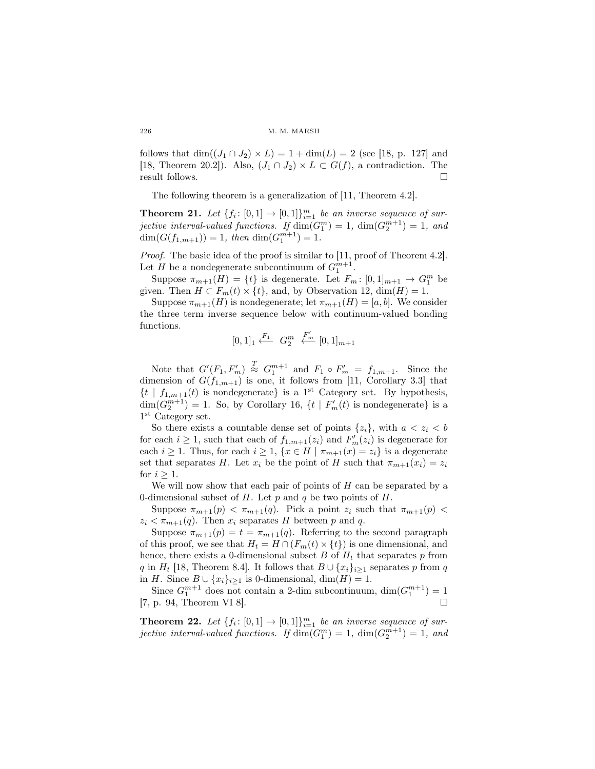follows that $\dim((J_1 \cap J_2) \times L) = 1 + \dim(L) = 2$ (see [18, p. 127] and [18, Theorem 20.2]). Also, $(J_1 \cap J_2) \times L \subset G(f)$, a contradiction. The result follows. $\square$

The following theorem is a generalization of [11, Theorem 4.2].

**Theorem 21.** *Let $\{f_i \colon [0,1] \to [0,1]\}_{i=1}^m$ be an inverse sequence of surjective interval-valued functions. If $\dim(G_1^m) = 1$, $\dim(G_2^{m+1}) = 1$, and $\dim(G(f_{1,m+1})) = 1$, then $\dim(G_1^{m+1}) = 1$.*

*Proof.* The basic idea of the proof is similar to [11, proof of Theorem 4.2]. Let $H$ be a nondegenerate subcontinuum of $G_1^{m+1}$.

Suppose $\pi_{m+1}(H) = \{t\}$ is degenerate. Let $F_m \colon [0,1]_{m+1} \to G_1^m$ be given. Then $H \subset F_m(t) \times \{t\}$, and, by Observation 12, $\dim(H) = 1$.

Suppose $\pi_{m+1}(H)$ is nondegenerate; let $\pi_{m+1}(H) = [a,b]$. We consider the three term inverse sequence below with continuum-valued bonding functions.

$$[0,1]_1 \xleftarrow{F_1} G_2^m \xleftarrow{F_m'} [0,1]_{m+1}$$

Note that $G'(F_1, F_m') \overset{T}{\approx} G_1^{m+1}$ and $F_1 \circ F_m' = f_{1,m+1}$. Since the dimension of $G(f_{1,m+1})$ is one, it follows from [11, Corollary 3.3] that $\{t \mid f_{1,m+1}(t) \text{ is nondegenerate}\}$ is a 1st Category set. By hypothesis, $\dim(G_2^{m+1}) = 1$. So, by Corollary 16, $\{t \mid F_m'(t) \text{ is nondegenerate}\}$ is a 1st Category set.

So there exists a countable dense set of points $\{z_i\}$, with $a < z_i < b$ for each $i \geq 1$, such that each of $f_{1,m+1}(z_i)$ and $F_m'(z_i)$ is degenerate for each $i \geq 1$. Thus, for each $i \geq 1$, $\{x \in H \mid \pi_{m+1}(x) = z_i\}$ is a degenerate set that separates $H$. Let $x_i$ be the point of $H$ such that $\pi_{m+1}(x_i) = z_i$ for $i \geq 1$.

We will now show that each pair of points of $H$ can be separated by a 0-dimensional subset of $H$. Let $p$ and $q$ be two points of $H$.

Suppose $\pi_{m+1}(p) < \pi_{m+1}(q)$. Pick a point $z_i$ such that $\pi_{m+1}(p) < z_i < \pi_{m+1}(q)$. Then $x_i$ separates $H$ between $p$ and $q$.

Suppose $\pi_{m+1}(p) = t = \pi_{m+1}(q)$. Referring to the second paragraph of this proof, we see that $H_t = H \cap (F_m(t) \times \{t\})$ is one dimensional, and hence, there exists a 0-dimensional subset $B$ of $H_t$ that separates $p$ from $q$ in $H_t$ [18, Theorem 8.4]. It follows that $B \cup \{x_i\}_{i \geq 1}$ separates $p$ from $q$ in $H$. Since $B \cup \{x_i\}_{i \geq 1}$ is 0-dimensional, $\dim(H) = 1$.

Since $G_1^{m+1}$ does not contain a 2-dim subcontinuum, $\dim(G_1^{m+1}) = 1$ [7, p. 94, Theorem VI 8]. $\square$

**Theorem 22.** *Let $\{f_i \colon [0,1] \to [0,1]\}_{i=1}^m$ be an inverse sequence of surjective interval-valued functions. If $\dim(G_1^m) = 1$, $\dim(G_2^{m+1}) = 1$, and*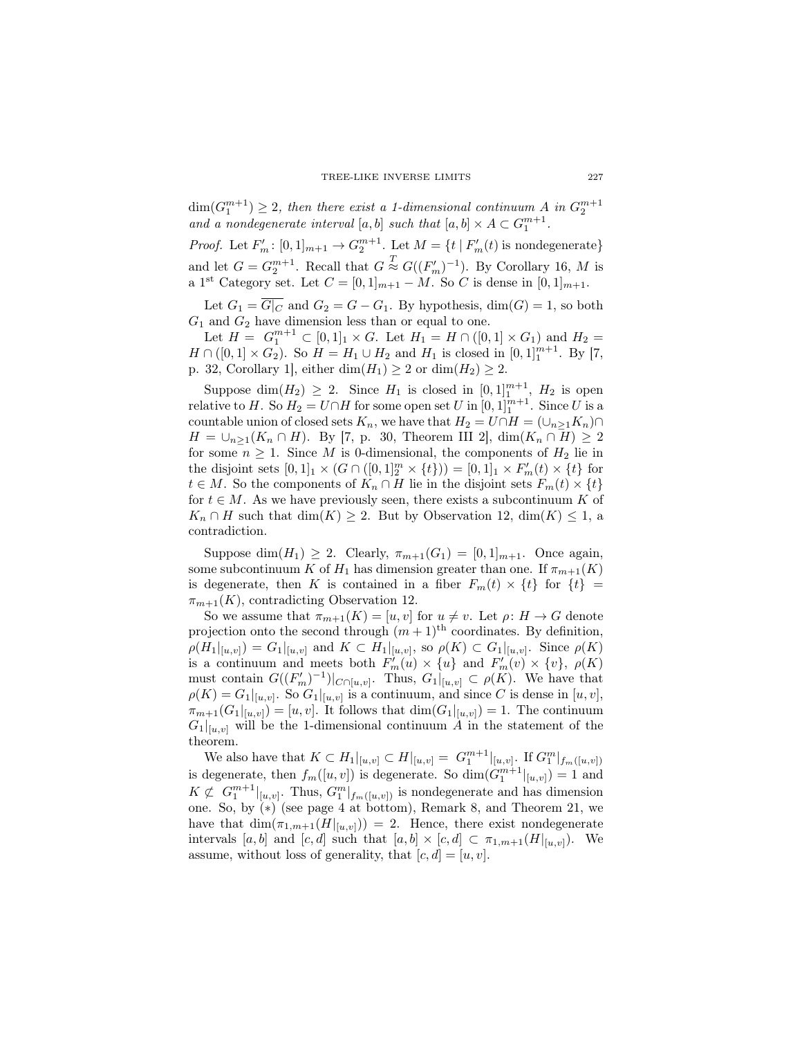$\dim(G_1^{m+1}) \geq 2$*, then there exist a 1-dimensional continuum $A$ in $G_2^{m+1}$ and a nondegenerate interval $[a,b]$ such that $[a,b] \times A \subset G_1^{m+1}$.*

*Proof.* Let $F'_m \colon [0,1]_{m+1} \to G_2^{m+1}$. Let $M = \{t \mid F'_m(t) \text{ is nondegenerate}\}$ and let $G = G_2^{m+1}$. Recall that $G \overset{T}{\approx} G((F'_m)^{-1})$. By Corollary 16, $M$ is a 1st Category set. Let $C = [0,1]_{m+1} - M$. So $C$ is dense in $[0,1]_{m+1}$.

Let $G_1 = \overline{G|_C}$ and $G_2 = G - G_1$. By hypothesis, $\dim(G) = 1$, so both $G_1$ and $G_2$ have dimension less than or equal to one.

Let $H = G_1^{m+1} \subset [0,1]_1 \times G$. Let $H_1 = H \cap ([0,1] \times G_1)$ and $H_2 = H \cap ([0,1] \times G_2)$. So $H = H_1 \cup H_2$ and $H_1$ is closed in $[0,1]_1^{m+1}$. By [7, p. 32, Corollary 1], either $\dim(H_1) \geq 2$ or $\dim(H_2) \geq 2$.

Suppose $\dim(H_2) \geq 2$. Since $H_1$ is closed in $[0,1]_1^{m+1}$, $H_2$ is open relative to $H$. So $H_2 = U \cap H$ for some open set $U$ in $[0,1]_1^{m+1}$. Since $U$ is a countable union of closed sets $K_n$, we have that $H_2 = U \cap H = (\cup_{n\geq 1} K_n) \cap H = \cup_{n \geq 1}(K_n \cap H)$. By [7, p. 30, Theorem III 2], $\dim(K_n \cap H) \geq 2$ for some $n \geq 1$. Since $M$ is 0-dimensional, the components of $H_2$ lie in the disjoint sets $[0,1]_1 \times (G \cap ([0,1]_2^m \times \{t\})) = [0,1]_1 \times F'_m(t) \times \{t\}$ for $t \in M$. So the components of $K_n \cap H$ lie in the disjoint sets $F_m(t) \times \{t\}$ for $t \in M$. As we have previously seen, there exists a subcontinuum $K$ of $K_n \cap H$ such that $\dim(K) \geq 2$. But by Observation 12, $\dim(K) \leq 1$, a contradiction.

Suppose $\dim(H_1) \geq 2$. Clearly, $\pi_{m+1}(G_1) = [0,1]_{m+1}$. Once again, some subcontinuum $K$ of $H_1$ has dimension greater than one. If $\pi_{m+1}(K)$ is degenerate, then $K$ is contained in a fiber $F_m(t) \times \{t\}$ for $\{t\} = \pi_{m+1}(K)$, contradicting Observation 12.

So we assume that $\pi_{m+1}(K) = [u,v]$ for $u \neq v$. Let $\rho \colon H \to G$ denote projection onto the second through $(m+1)^{\text{th}}$ coordinates. By definition, $\rho(H_1|_{[u,v]}) = G_1|_{[u,v]}$ and $K \subset H_1|_{[u,v]}$, so $\rho(K) \subset G_1|_{[u,v]}$. Since $\rho(K)$ is a continuum and meets both $F'_m(u) \times \{u\}$ and $F'_m(v) \times \{v\}$, $\rho(K)$ must contain $G((F'_m)^{-1})|_{C \cap [u,v]}$. Thus, $G_1|_{[u,v]} \subset \rho(K)$. We have that $\rho(K) = G_1|_{[u,v]}$. So $G_1|_{[u,v]}$ is a continuum, and since $C$ is dense in $[u,v]$, $\pi_{m+1}(G_1|_{[u,v]}) = [u,v]$. It follows that $\dim(G_1|_{[u,v]}) = 1$. The continuum $G_1|_{[u,v]}$ will be the 1-dimensional continuum $A$ in the statement of the theorem.

We also have that $K \subset H_1|_{[u,v]} \subset H|_{[u,v]} = G_1^{m+1}|_{[u,v]}$. If $G_1^m|_{f_m([u,v])}$ is degenerate, then $f_m([u,v])$ is degenerate. So $\dim(G_1^{m+1}|_{[u,v]}) = 1$ and $K \not\subset G_1^{m+1}|_{[u,v]}$. Thus, $G_1^m|_{f_m([u,v])}$ is nondegenerate and has dimension one. So, by $(*)$ (see page 4 at bottom), Remark 8, and Theorem 21, we have that $\dim(\pi_{1,m+1}(H|_{[u,v]})) = 2$. Hence, there exist nondegenerate intervals $[a,b]$ and $[c,d]$ such that $[a,b] \times [c,d] \subset \pi_{1,m+1}(H|_{[u,v]})$. We assume, without loss of generality, that $[c,d] = [u,v]$.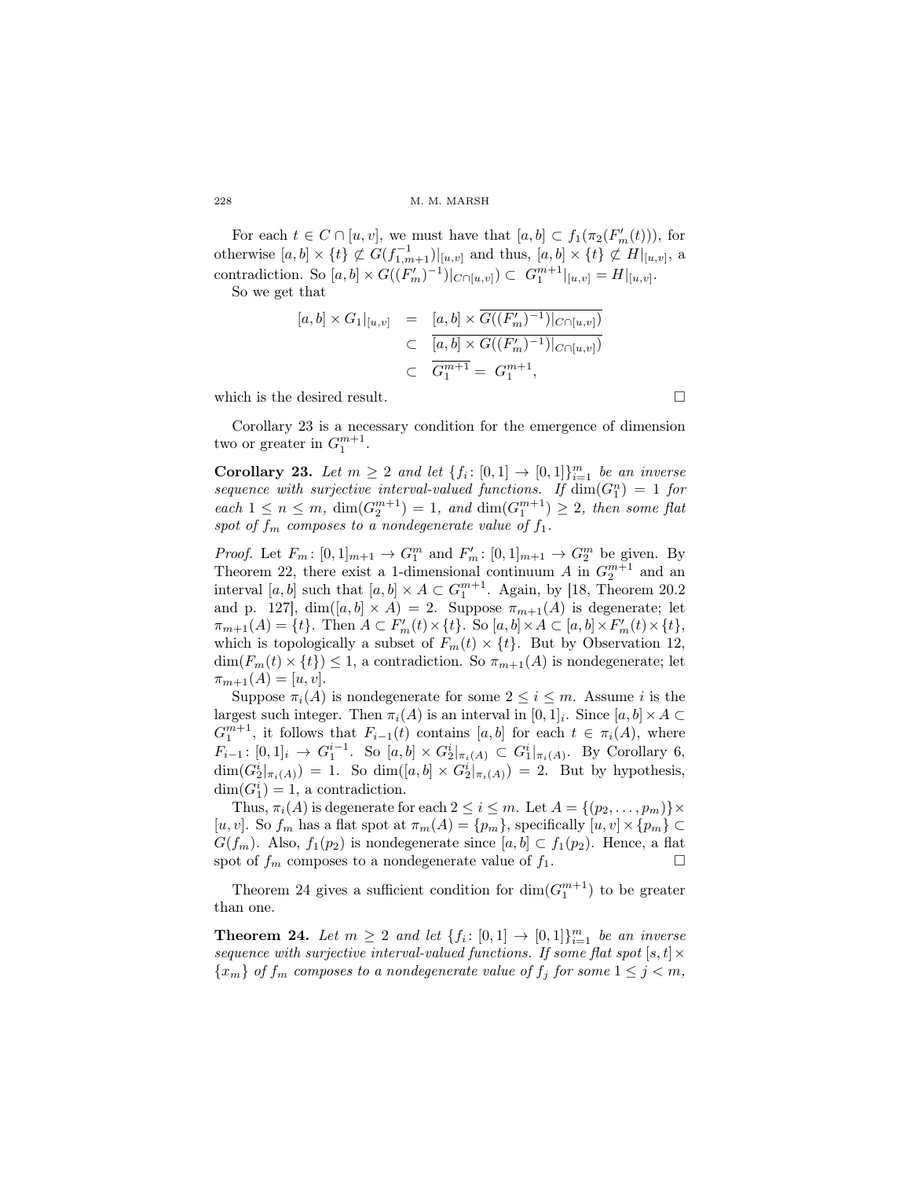For each $t \in C \cap [u, v]$, we must have that $[a, b] \subset f_1(\pi_2(F'_m(t)))$, for otherwise $[a, b] \times \{t\} \not\subset G(f^{-1}_{1,m+1})|_{[u,v]}$ and thus, $[a, b] \times \{t\} \not\subset H|_{[u,v]}$, a contradiction. So $[a, b] \times G((F'_m)^{-1})|_{C\cap[u,v]}) \subset G_1^{m+1}|_{[u,v]} = H|_{[u,v]}$.

So we get that

$$
\begin{aligned}
[a, b] \times G_1|_{[u,v]} &= [a, b] \times \overline{G((F'_m)^{-1})|_{C\cap[u,v]})} \\
&\subset \overline{[a, b] \times G((F'_m)^{-1})|_{C\cap[u,v]})} \\
&\subset \overline{G_1^{m+1}} = G_1^{m+1},
\end{aligned}
$$

which is the desired result. □

Corollary 23 is a necessary condition for the emergence of dimension two or greater in $G_1^{m+1}$.

**Corollary 23.** *Let $m \geq 2$ and let $\{f_i : [0, 1] \to [0, 1]\}_{i=1}^m$ be an inverse sequence with surjective interval-valued functions. If $\dim(G_1^n) = 1$ for each $1 \leq n \leq m$, $\dim(G_2^{m+1}) = 1$, and $\dim(G_1^{m+1}) \geq 2$, then some flat spot of $f_m$ composes to a nondegenerate value of $f_1$.*

*Proof.* Let $F_m : [0, 1]_{m+1} \to G_1^m$ and $F'_m : [0, 1]_{m+1} \to G_2^m$ be given. By Theorem 22, there exist a 1-dimensional continuum $A$ in $G_2^{m+1}$ and an interval $[a, b]$ such that $[a, b] \times A \subset G_1^{m+1}$. Again, by [18, Theorem 20.2 and p. 127], $\dim([a, b] \times A) = 2$. Suppose $\pi_{m+1}(A)$ is degenerate; let $\pi_{m+1}(A) = \{t\}$. Then $A \subset F'_m(t) \times \{t\}$. So $[a, b] \times A \subset [a, b] \times F'_m(t) \times \{t\}$, which is topologically a subset of $F_m(t) \times \{t\}$. But by Observation 12, $\dim(F_m(t) \times \{t\}) \leq 1$, a contradiction. So $\pi_{m+1}(A)$ is nondegenerate; let $\pi_{m+1}(A) = [u, v]$.

Suppose $\pi_i(A)$ is nondegenerate for some $2 \leq i \leq m$. Assume $i$ is the largest such integer. Then $\pi_i(A)$ is an interval in $[0, 1]_i$. Since $[a, b] \times A \subset G_1^{m+1}$, it follows that $F_{i-1}(t)$ contains $[a, b]$ for each $t \in \pi_i(A)$, where $F_{i-1} : [0, 1]_i \to G_1^{i-1}$. So $[a, b] \times G_2^i|_{\pi_i(A)} \subset G_1^i|_{\pi_i(A)}$. By Corollary 6, $\dim(G_2^i|_{\pi_i(A)}) = 1$. So $\dim([a, b] \times G_2^i|_{\pi_i(A)}) = 2$. But by hypothesis, $\dim(G_1^i) = 1$, a contradiction.

Thus, $\pi_i(A)$ is degenerate for each $2 \leq i \leq m$. Let $A = \{(p_2, \ldots, p_m)\} \times [u, v]$. So $f_m$ has a flat spot at $\pi_m(A) = \{p_m\}$, specifically $[u, v] \times \{p_m\} \subset G(f_m)$. Also, $f_1(p_2)$ is nondegenerate since $[a, b] \subset f_1(p_2)$. Hence, a flat spot of $f_m$ composes to a nondegenerate value of $f_1$. □

Theorem 24 gives a sufficient condition for $\dim(G_1^{m+1})$ to be greater than one.

**Theorem 24.** *Let $m \geq 2$ and let $\{f_i : [0, 1] \to [0, 1]\}_{i=1}^m$ be an inverse sequence with surjective interval-valued functions. If some flat spot $[s, t] \times \{x_m\}$ of $f_m$ composes to a nondegenerate value of $f_j$ for some $1 \leq j < m$,*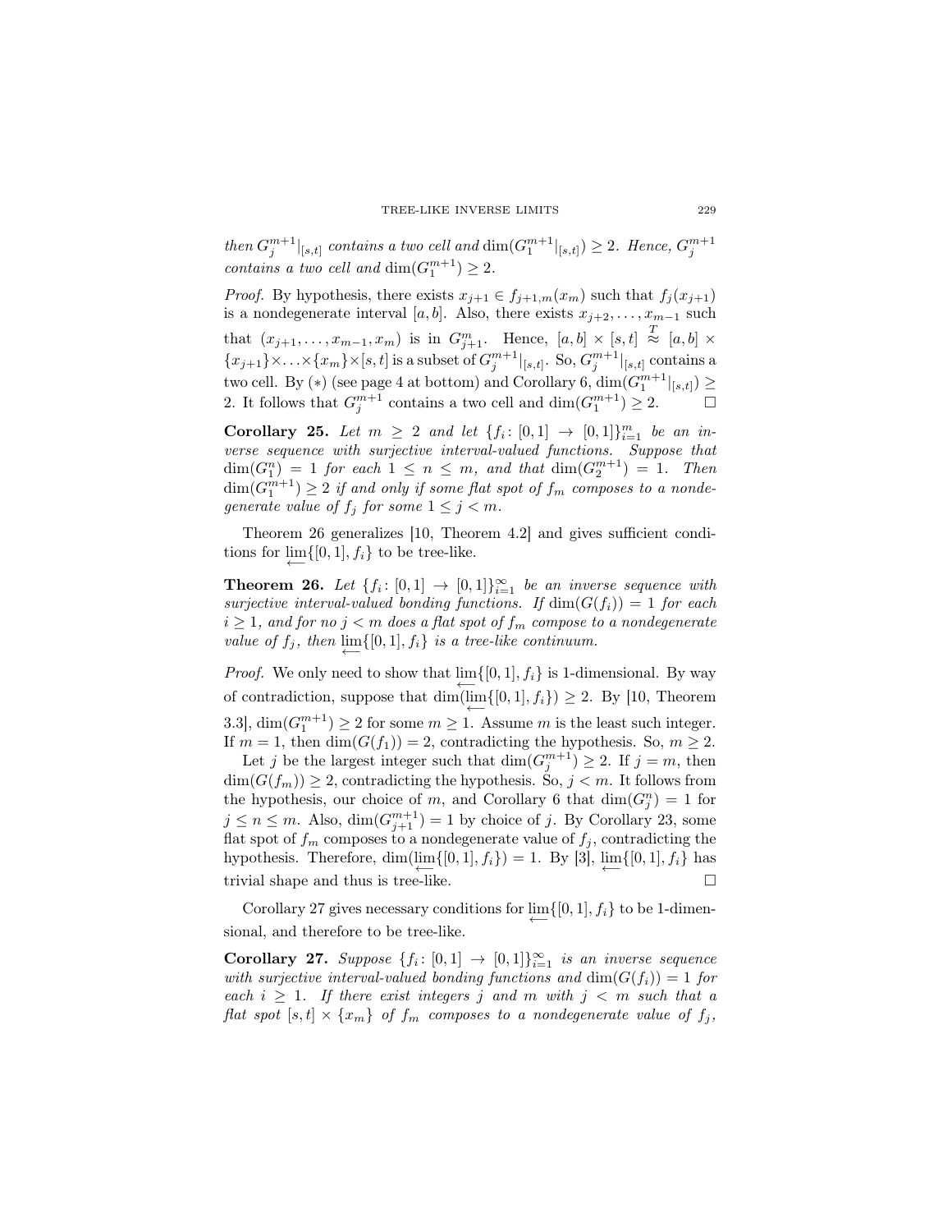*then $G_j^{m+1}|_{[s,t]}$ contains a two cell and $\dim(G_1^{m+1}|_{[s,t]}) \geq 2$. Hence, $G_j^{m+1}$ contains a two cell and $\dim(G_1^{m+1}) \geq 2$.*

*Proof.* By hypothesis, there exists $x_{j+1} \in f_{j+1,m}(x_m)$ such that $f_j(x_{j+1})$ is a nondegenerate interval $[a,b]$. Also, there exists $x_{j+2}, \ldots, x_{m-1}$ such that $(x_{j+1}, \ldots, x_{m-1}, x_m)$ is in $G_{j+1}^m$. Hence, $[a,b] \times [s,t] \overset{T}{\approx} [a,b] \times \{x_{j+1}\} \times \ldots \times \{x_m\} \times [s,t]$ is a subset of $G_j^{m+1}|_{[s,t]}$. So, $G_j^{m+1}|_{[s,t]}$ contains a two cell. By $(*)$ (see page 4 at bottom) and Corollary 6, $\dim(G_1^{m+1}|_{[s,t]}) \geq 2$. It follows that $G_j^{m+1}$ contains a two cell and $\dim(G_1^{m+1}) \geq 2$. □

**Corollary 25.** *Let $m \geq 2$ and let $\{f_i \colon [0,1] \to [0,1]\}_{i=1}^m$ be an inverse sequence with surjective interval-valued functions. Suppose that $\dim(G_1^n) = 1$ for each $1 \leq n \leq m$, and that $\dim(G_2^{m+1}) = 1$. Then $\dim(G_1^{m+1}) \geq 2$ if and only if some flat spot of $f_m$ composes to a nondegenerate value of $f_j$ for some $1 \leq j < m$.*

Theorem 26 generalizes [10, Theorem 4.2] and gives sufficient conditions for $\varprojlim\{[0,1], f_i\}$ to be tree-like.

**Theorem 26.** *Let $\{f_i \colon [0,1] \to [0,1]\}_{i=1}^\infty$ be an inverse sequence with surjective interval-valued bonding functions. If $\dim(G(f_i)) = 1$ for each $i \geq 1$, and for no $j < m$ does a flat spot of $f_m$ compose to a nondegenerate value of $f_j$, then $\varprojlim\{[0,1], f_i\}$ is a tree-like continuum.*

*Proof.* We only need to show that $\varprojlim\{[0,1], f_i\}$ is 1-dimensional. By way of contradiction, suppose that $\dim(\varprojlim\{[0,1], f_i\}) \geq 2$. By [10, Theorem 3.3], $\dim(G_1^{m+1}) \geq 2$ for some $m \geq 1$. Assume $m$ is the least such integer. If $m = 1$, then $\dim(G(f_1)) = 2$, contradicting the hypothesis. So, $m \geq 2$.

Let $j$ be the largest integer such that $\dim(G_j^{m+1}) \geq 2$. If $j = m$, then $\dim(G(f_m)) \geq 2$, contradicting the hypothesis. So, $j < m$. It follows from the hypothesis, our choice of $m$, and Corollary 6 that $\dim(G_j^n) = 1$ for $j \leq n \leq m$. Also, $\dim(G_{j+1}^{m+1}) = 1$ by choice of $j$. By Corollary 23, some flat spot of $f_m$ composes to a nondegenerate value of $f_j$, contradicting the hypothesis. Therefore, $\dim(\varprojlim\{[0,1], f_i\}) = 1$. By [3], $\varprojlim\{[0,1], f_i\}$ has trivial shape and thus is tree-like. □

Corollary 27 gives necessary conditions for $\varprojlim\{[0,1], f_i\}$ to be 1-dimensional, and therefore to be tree-like.

**Corollary 27.** *Suppose $\{f_i \colon [0,1] \to [0,1]\}_{i=1}^\infty$ is an inverse sequence with surjective interval-valued bonding functions and $\dim(G(f_i)) = 1$ for each $i \geq 1$. If there exist integers $j$ and $m$ with $j < m$ such that a flat spot $[s,t] \times \{x_m\}$ of $f_m$ composes to a nondegenerate value of $f_j$,*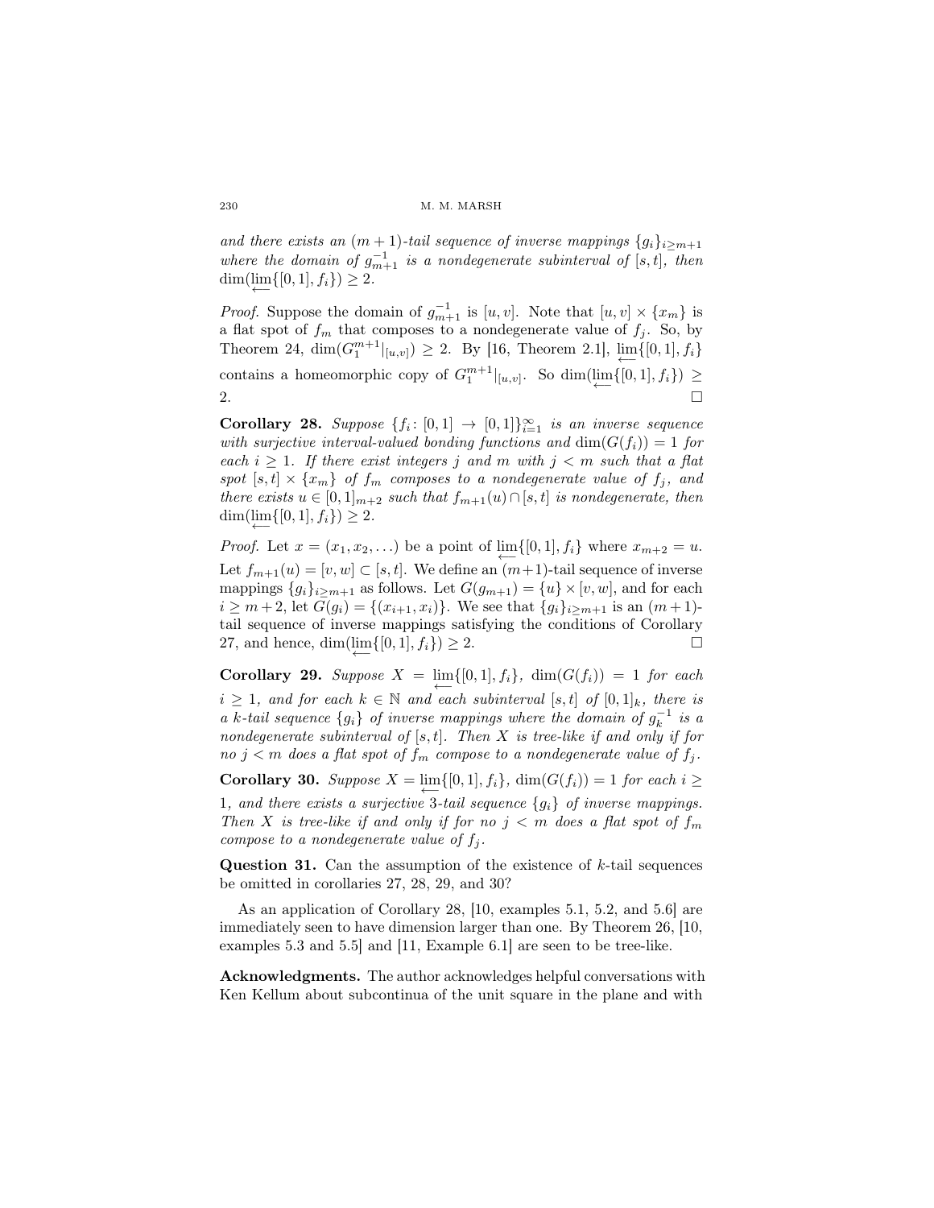*and there exists an $(m+1)$-tail sequence of inverse mappings $\{g_i\}_{i\geq m+1}$ where the domain of $g_{m+1}^{-1}$ is a nondegenerate subinterval of $[s,t]$, then $\dim(\varprojlim\{[0,1],f_i\}) \geq 2$.*

*Proof.* Suppose the domain of $g_{m+1}^{-1}$ is $[u,v]$. Note that $[u,v]\times\{x_m\}$ is a flat spot of $f_m$ that composes to a nondegenerate value of $f_j$. So, by Theorem 24, $\dim(G_1^{m+1}|_{[u,v]}) \geq 2$. By [16, Theorem 2.1], $\varprojlim\{[0,1],f_i\}$ contains a homeomorphic copy of $G_1^{m+1}|_{[u,v]}$. So $\dim(\varprojlim\{[0,1],f_i\}) \geq 2$. □

**Corollary 28.** *Suppose $\{f_i\colon [0,1]\to[0,1]\}_{i=1}^{\infty}$ is an inverse sequence with surjective interval-valued bonding functions and $\dim(G(f_i)) = 1$ for each $i\geq 1$. If there exist integers $j$ and $m$ with $j<m$ such that a flat spot $[s,t]\times\{x_m\}$ of $f_m$ composes to a nondegenerate value of $f_j$, and there exists $u\in[0,1]_{m+2}$ such that $f_{m+1}(u)\cap[s,t]$ is nondegenerate, then $\dim(\varprojlim\{[0,1],f_i\}) \geq 2$.*

*Proof.* Let $x=(x_1,x_2,\dots)$ be a point of $\varprojlim\{[0,1],f_i\}$ where $x_{m+2}=u$. Let $f_{m+1}(u)=[v,w]\subset[s,t]$. We define an $(m+1)$-tail sequence of inverse mappings $\{g_i\}_{i\geq m+1}$ as follows. Let $G(g_{m+1}) = \{u\}\times[v,w]$, and for each $i\geq m+2$, let $G(g_i)=\{(x_{i+1},x_i)\}$. We see that $\{g_i\}_{i\geq m+1}$ is an $(m+1)$-tail sequence of inverse mappings satisfying the conditions of Corollary 27, and hence, $\dim(\varprojlim\{[0,1],f_i\}) \geq 2$. □

**Corollary 29.** *Suppose $X=\varprojlim\{[0,1],f_i\}$, $\dim(G(f_i)) = 1$ for each $i\geq 1$, and for each $k\in\mathbb{N}$ and each subinterval $[s,t]$ of $[0,1]_k$, there is a $k$-tail sequence $\{g_i\}$ of inverse mappings where the domain of $g_k^{-1}$ is a nondegenerate subinterval of $[s,t]$. Then $X$ is tree-like if and only if for no $j<m$ does a flat spot of $f_m$ compose to a nondegenerate value of $f_j$.*

**Corollary 30.** *Suppose $X=\varprojlim\{[0,1],f_i\}$, $\dim(G(f_i)) = 1$ for each $i\geq 1$, and there exists a surjective 3-tail sequence $\{g_i\}$ of inverse mappings. Then $X$ is tree-like if and only if for no $j<m$ does a flat spot of $f_m$ compose to a nondegenerate value of $f_j$.*

**Question 31.** Can the assumption of the existence of $k$-tail sequences be omitted in corollaries 27, 28, 29, and 30?

As an application of Corollary 28, [10, examples 5.1, 5.2, and 5.6] are immediately seen to have dimension larger than one. By Theorem 26, [10, examples 5.3 and 5.5] and [11, Example 6.1] are seen to be tree-like.

**Acknowledgments.** The author acknowledges helpful conversations with Ken Kellum about subcontinua of the unit square in the plane and with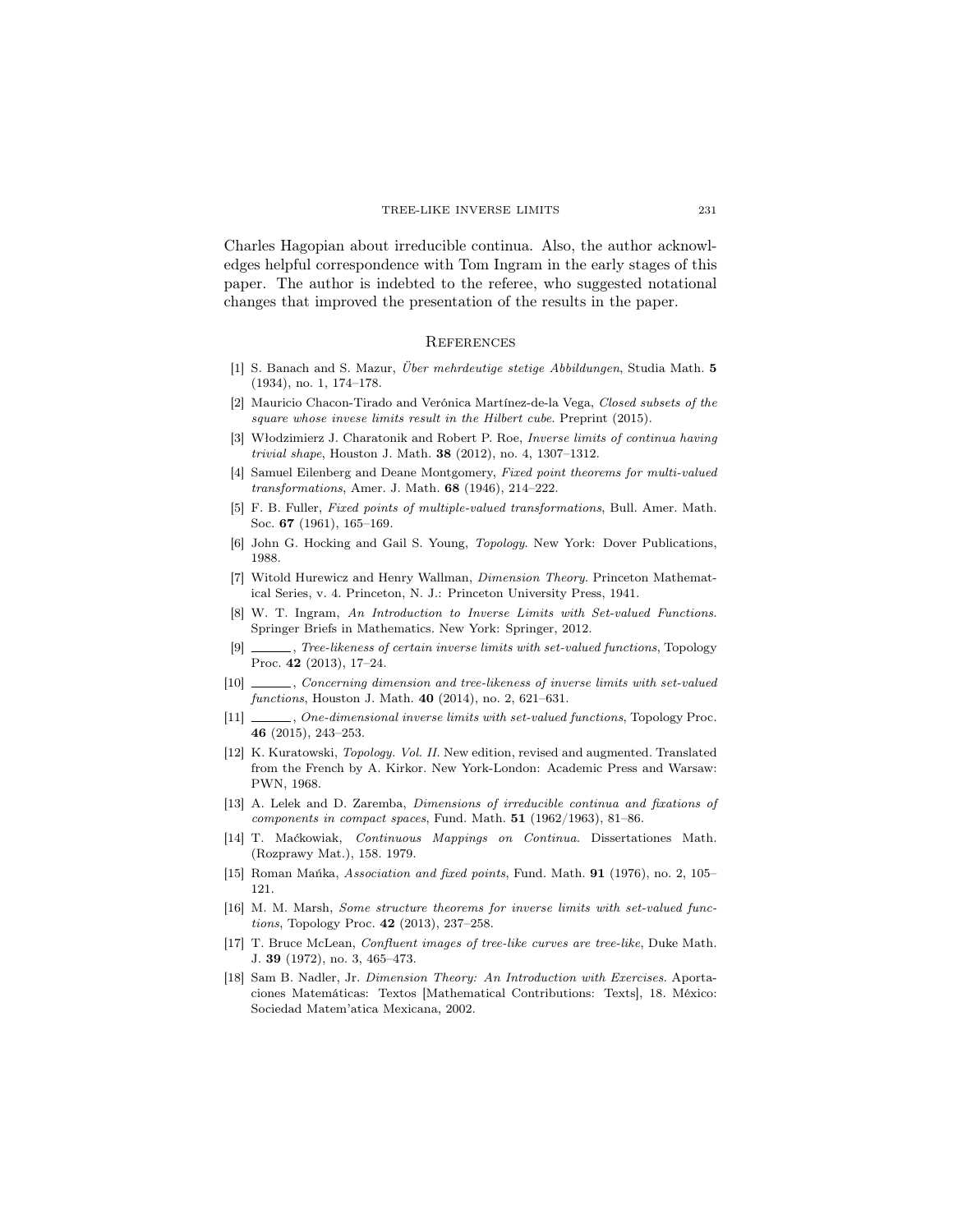Charles Hagopian about irreducible continua. Also, the author acknowledges helpful correspondence with Tom Ingram in the early stages of this paper. The author is indebted to the referee, who suggested notational changes that improved the presentation of the results in the paper.

## References

[1] S. Banach and S. Mazur, *Über mehrdeutige stetige Abbildungen*, Studia Math. **5** (1934), no. 1, 174–178.

[2] Mauricio Chacon-Tirado and Verónica Martínez-de-la Vega, *Closed subsets of the square whose invese limits result in the Hilbert cube*. Preprint (2015).

[3] Włodzimierz J. Charatonik and Robert P. Roe, *Inverse limits of continua having trivial shape*, Houston J. Math. **38** (2012), no. 4, 1307–1312.

[4] Samuel Eilenberg and Deane Montgomery, *Fixed point theorems for multi-valued transformations*, Amer. J. Math. **68** (1946), 214–222.

[5] F. B. Fuller, *Fixed points of multiple-valued transformations*, Bull. Amer. Math. Soc. **67** (1961), 165–169.

[6] John G. Hocking and Gail S. Young, *Topology*. New York: Dover Publications, 1988.

[7] Witold Hurewicz and Henry Wallman, *Dimension Theory*. Princeton Mathematical Series, v. 4. Princeton, N. J.: Princeton University Press, 1941.

[8] W. T. Ingram, *An Introduction to Inverse Limits with Set-valued Functions*. Springer Briefs in Mathematics. New York: Springer, 2012.

[9] ______, *Tree-likeness of certain inverse limits with set-valued functions*, Topology Proc. **42** (2013), 17–24.

[10] ______, *Concerning dimension and tree-likeness of inverse limits with set-valued functions*, Houston J. Math. **40** (2014), no. 2, 621–631.

[11] ______, *One-dimensional inverse limits with set-valued functions*, Topology Proc. **46** (2015), 243–253.

[12] K. Kuratowski, *Topology. Vol. II*. New edition, revised and augmented. Translated from the French by A. Kirkor. New York-London: Academic Press and Warsaw: PWN, 1968.

[13] A. Lelek and D. Zaremba, *Dimensions of irreducible continua and fixations of components in compact spaces*, Fund. Math. **51** (1962/1963), 81–86.

[14] T. Maćkowiak, *Continuous Mappings on Continua*. Dissertationes Math. (Rozprawy Mat.), 158. 1979.

[15] Roman Mańka, *Association and fixed points*, Fund. Math. **91** (1976), no. 2, 105–121.

[16] M. M. Marsh, *Some structure theorems for inverse limits with set-valued functions*, Topology Proc. **42** (2013), 237–258.

[17] T. Bruce McLean, *Confluent images of tree-like curves are tree-like*, Duke Math. J. **39** (1972), no. 3, 465–473.

[18] Sam B. Nadler, Jr. *Dimension Theory: An Introduction with Exercises*. Aportaciones Matemáticas: Textos [Mathematical Contributions: Texts], 18. México: Sociedad Matem'atica Mexicana, 2002.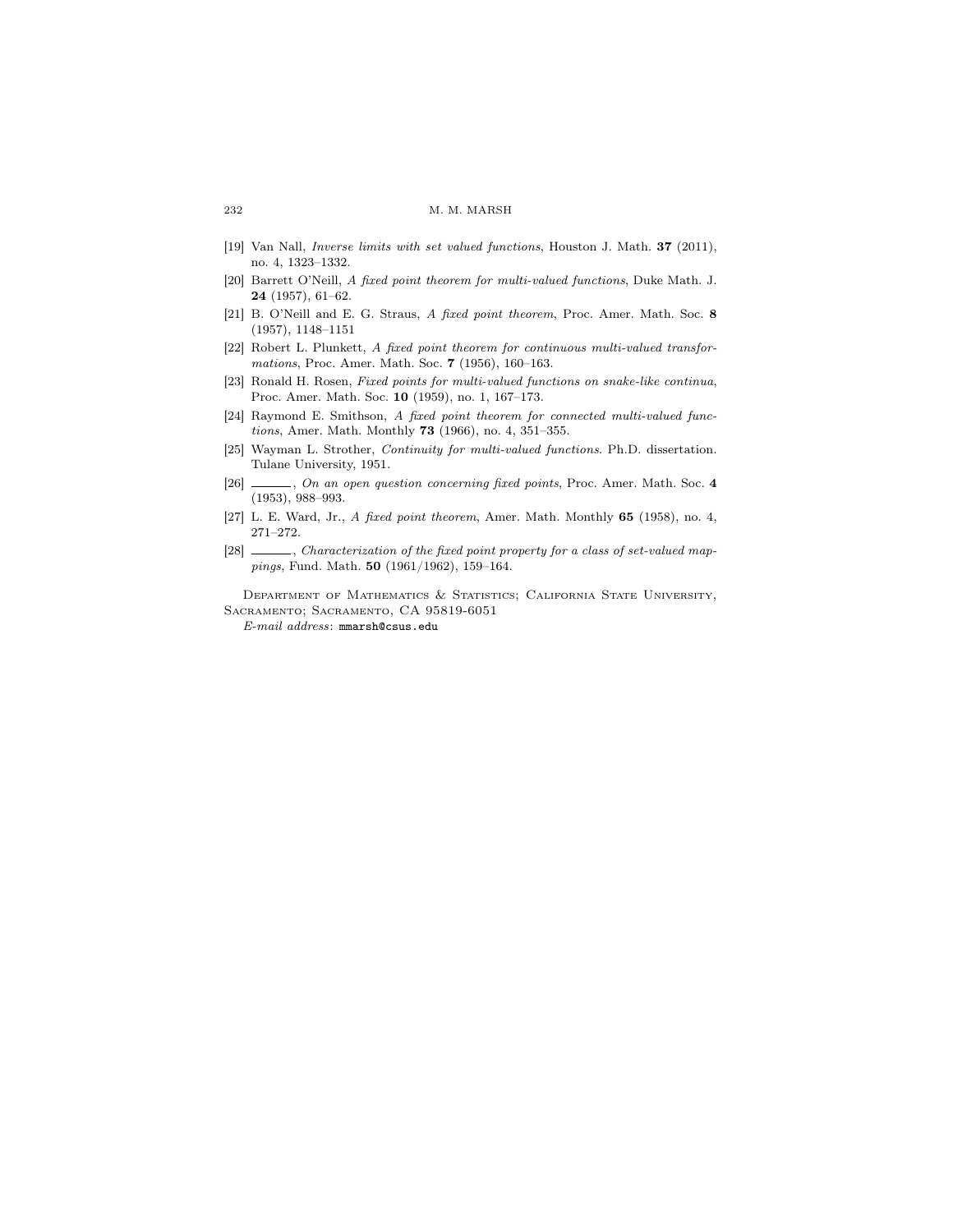[19] Van Nall, *Inverse limits with set valued functions*, Houston J. Math. **37** (2011), no. 4, 1323–1332.

[20] Barrett O'Neill, *A fixed point theorem for multi-valued functions*, Duke Math. J. **24** (1957), 61–62.

[21] B. O'Neill and E. G. Straus, *A fixed point theorem*, Proc. Amer. Math. Soc. **8** (1957), 1148–1151

[22] Robert L. Plunkett, *A fixed point theorem for continuous multi-valued transformations*, Proc. Amer. Math. Soc. **7** (1956), 160–163.

[23] Ronald H. Rosen, *Fixed points for multi-valued functions on snake-like continua*, Proc. Amer. Math. Soc. **10** (1959), no. 1, 167–173.

[24] Raymond E. Smithson, *A fixed point theorem for connected multi-valued functions*, Amer. Math. Monthly **73** (1966), no. 4, 351–355.

[25] Wayman L. Strother, *Continuity for multi-valued functions*. Ph.D. dissertation. Tulane University, 1951.

[26] ———, *On an open question concerning fixed points*, Proc. Amer. Math. Soc. **4** (1953), 988–993.

[27] L. E. Ward, Jr., *A fixed point theorem*, Amer. Math. Monthly **65** (1958), no. 4, 271–272.

[28] ———, *Characterization of the fixed point property for a class of set-valued mappings*, Fund. Math. **50** (1961/1962), 159–164.

Department of Mathematics & Statistics; California State University, Sacramento; Sacramento, CA 95819-6051

*E-mail address*: mmarsh@csus.edu